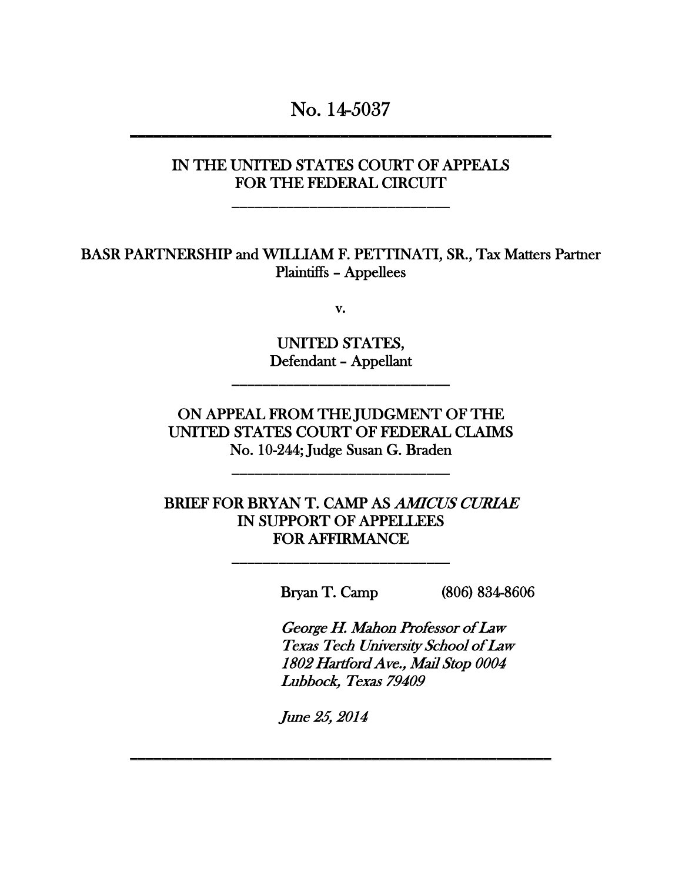No. 14-5037

---

IN THE UNITED STATES COURT OF APPEALS
FOR THE FEDERAL CIRCUIT

---

BASR PARTNERSHIP and WILLIAM F. PETTINATI, SR., Tax Matters Partner
Plaintiffs – Appellees

v.

UNITED STATES,
Defendant – Appellant

---

ON APPEAL FROM THE JUDGMENT OF THE
UNITED STATES COURT OF FEDERAL CLAIMS
No. 10-244; Judge Susan G. Braden

---

BRIEF FOR BRYAN T. CAMP AS *AMICUS CURIAE*
IN SUPPORT OF APPELLEES
FOR AFFIRMANCE

---

Bryan T. Camp (806) 834-8606

*George H. Mahon Professor of Law*
*Texas Tech University School of Law*
*1802 Hartford Ave., Mail Stop 0004*
*Lubbock, Texas 79409*

*June 25, 2014*

---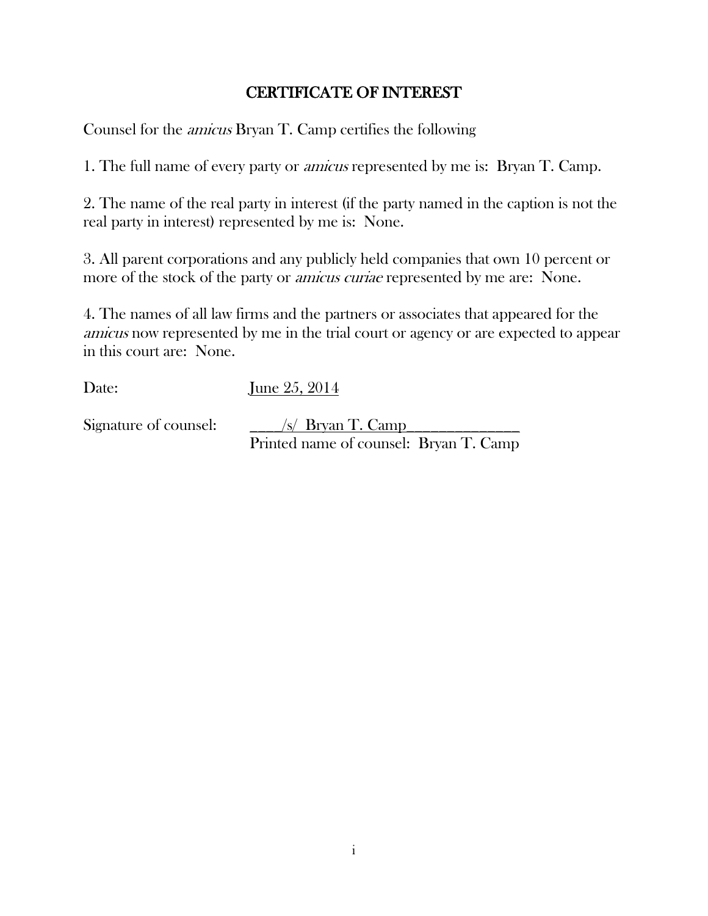# CERTIFICATE OF INTEREST

Counsel for the *amicus* Bryan T. Camp certifies the following

1. The full name of every party or *amicus* represented by me is: Bryan T. Camp.

2. The name of the real party in interest (if the party named in the caption is not the real party in interest) represented by me is: None.

3. All parent corporations and any publicly held companies that own 10 percent or more of the stock of the party or *amicus curiae* represented by me are: None.

4. The names of all law firms and the partners or associates that appeared for the *amicus* now represented by me in the trial court or agency or are expected to appear in this court are: None.

Date: June 25, 2014

Signature of counsel: ____/s/ Bryan T. Camp______________

Printed name of counsel: Bryan T. Camp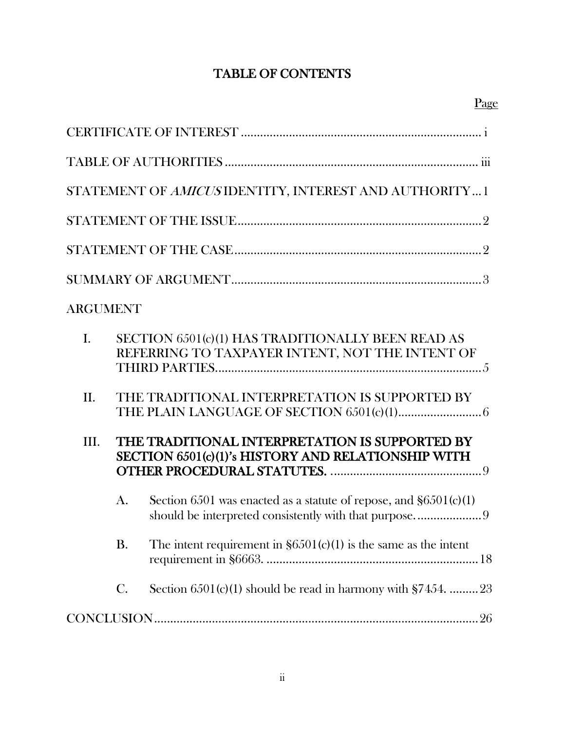# TABLE OF CONTENTS

Page

CERTIFICATE OF INTEREST ........................................................................ i

TABLE OF AUTHORITIES ......................................................................... iii

STATEMENT OF *AMICUS* IDENTITY, INTEREST AND AUTHORITY ... 1

STATEMENT OF THE ISSUE ........................................................................ 2

STATEMENT OF THE CASE ......................................................................... 2

SUMMARY OF ARGUMENT ........................................................................ 3

ARGUMENT

I. SECTION 6501(c)(1) HAS TRADITIONALLY BEEN READ AS REFERRING TO TAXPAYER INTENT, NOT THE INTENT OF THIRD PARTIES ..................................................................................... 5

II. THE TRADITIONAL INTERPRETATION IS SUPPORTED BY THE PLAIN LANGUAGE OF SECTION 6501(c)(1) .......................... 6

III. **THE TRADITIONAL INTERPRETATION IS SUPPORTED BY SECTION 6501(c)(1)'s HISTORY AND RELATIONSHIP WITH OTHER PROCEDURAL STATUTES.** .............................................. 9

   A. Section 6501 was enacted as a statute of repose, and §6501(c)(1) should be interpreted consistently with that purpose. .................... 9

   B. The intent requirement in §6501(c)(1) is the same as the intent requirement in §6663. ................................................................ 18

   C. Section 6501(c)(1) should be read in harmony with §7454. ......... 23

CONCLUSION ..................................................................................................... 26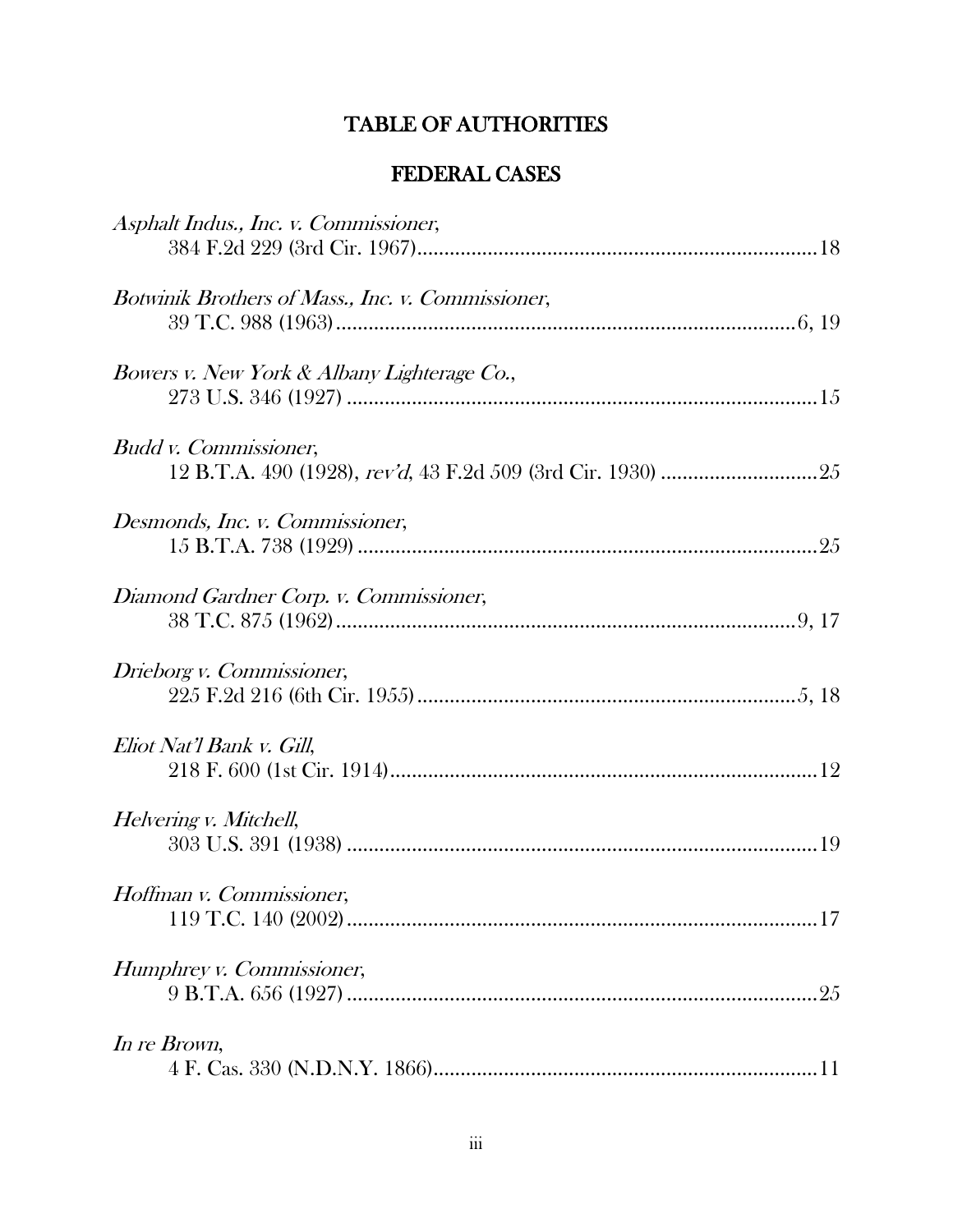# TABLE OF AUTHORITIES

## FEDERAL CASES

*Asphalt Indus., Inc. v. Commissioner*,
384 F.2d 229 (3rd Cir. 1967)....................................................................18

*Botwinik Brothers of Mass., Inc. v. Commissioner*,
39 T.C. 988 (1963)..............................................................................6, 19

*Bowers v. New York & Albany Lighterage Co.*,
273 U.S. 346 (1927) ..............................................................................15

*Budd v. Commissioner*,
12 B.T.A. 490 (1928), *rev'd*, 43 F.2d 509 (3rd Cir. 1930) ............................25

*Desmonds, Inc. v. Commissioner*,
15 B.T.A. 738 (1929) ..............................................................................25

*Diamond Gardner Corp. v. Commissioner*,
38 T.C. 875 (1962)..............................................................................9, 17

*Drieborg v. Commissioner*,
225 F.2d 216 (6th Cir. 1955)...............................................................5, 18

*Eliot Nat'l Bank v. Gill*,
218 F. 600 (1st Cir. 1914)........................................................................12

*Helvering v. Mitchell*,
303 U.S. 391 (1938) ..............................................................................19

*Hoffman v. Commissioner*,
119 T.C. 140 (2002)..............................................................................17

*Humphrey v. Commissioner*,
9 B.T.A. 656 (1927) ..............................................................................25

*In re Brown*,
4 F. Cas. 330 (N.D.N.Y. 1866)..................................................................11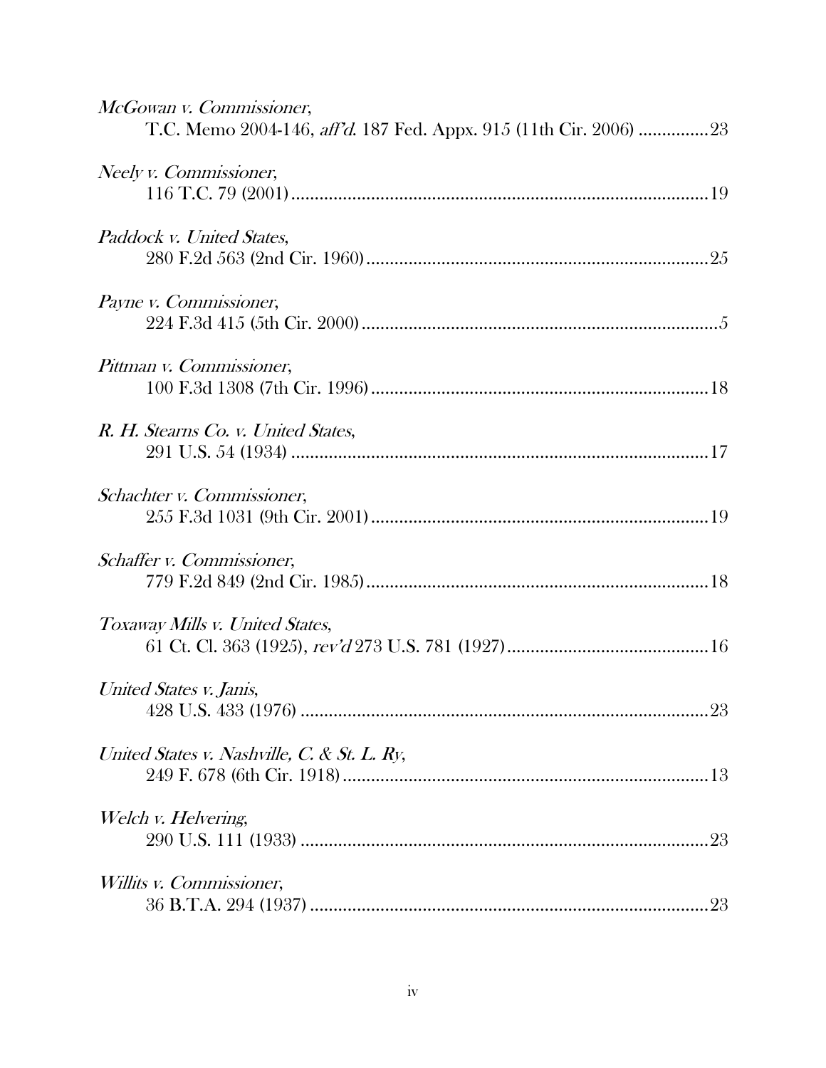*McGowan v. Commissioner*,
T.C. Memo 2004-146, *aff'd.* 187 Fed. Appx. 915 (11th Cir. 2006) ..............23

*Neely v. Commissioner*,
116 T.C. 79 (2001).........................................................................................19

*Paddock v. United States*,
280 F.2d 563 (2nd Cir. 1960)..........................................................................25

*Payne v. Commissioner*,
224 F.3d 415 (5th Cir. 2000)............................................................................5

*Pittman v. Commissioner*,
100 F.3d 1308 (7th Cir. 1996)........................................................................18

*R. H. Stearns Co. v. United States*,
291 U.S. 54 (1934) .........................................................................................17

*Schachter v. Commissioner*,
255 F.3d 1031 (9th Cir. 2001)........................................................................19

*Schaffer v. Commissioner*,
779 F.2d 849 (2nd Cir. 1985).........................................................................18

*Toxaway Mills v. United States*,
61 Ct. Cl. 363 (1925), *rev'd* 273 U.S. 781 (1927)...........................................16

*United States v. Janis*,
428 U.S. 433 (1976) .......................................................................................23

*United States v. Nashville, C. & St. L. Ry*,
249 F. 678 (6th Cir. 1918)..............................................................................13

*Welch v. Helvering*,
290 U.S. 111 (1933) .......................................................................................23

*Willits v. Commissioner*,
36 B.T.A. 294 (1937) .....................................................................................23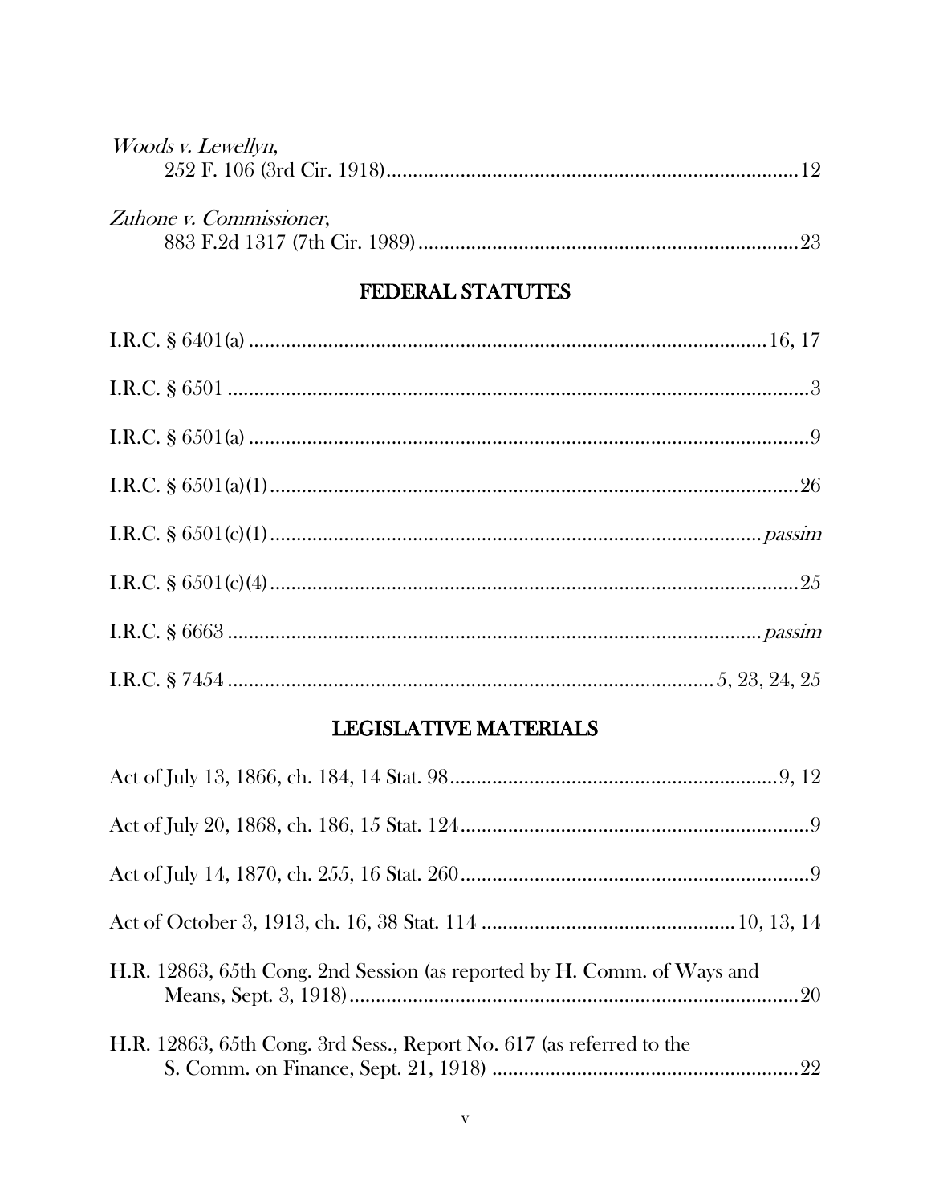*Woods v. Lewellyn*,
252 F. 106 (3rd Cir. 1918) ........................................................................ 12

*Zuhone v. Commissioner*,
883 F.2d 1317 (7th Cir. 1989) ................................................................... 23

## FEDERAL STATUTES

I.R.C. § 6401(a) ........................................................................................ 16, 17

I.R.C. § 6501 ................................................................................................. 3

I.R.C. § 6501(a) ............................................................................................. 9

I.R.C. § 6501(a)(1) ...................................................................................... 26

I.R.C. § 6501(c)(1) ................................................................................ *passim*

I.R.C. § 6501(c)(4) ...................................................................................... 25

I.R.C. § 6663 .......................................................................................... *passim*

I.R.C. § 7454 ................................................................................ 5, 23, 24, 25

## LEGISLATIVE MATERIALS

Act of July 13, 1866, ch. 184, 14 Stat. 98 ................................................... 9, 12

Act of July 20, 1868, ch. 186, 15 Stat. 124 ..................................................... 9

Act of July 14, 1870, ch. 255, 16 Stat. 260 ..................................................... 9

Act of October 3, 1913, ch. 16, 38 Stat. 114 ......................................... 10, 13, 14

H.R. 12863, 65th Cong. 2nd Session (as reported by H. Comm. of Ways and Means, Sept. 3, 1918) ......................................................................... 20

H.R. 12863, 65th Cong. 3rd Sess., Report No. 617 (as referred to the S. Comm. on Finance, Sept. 21, 1918) ......................................................... 22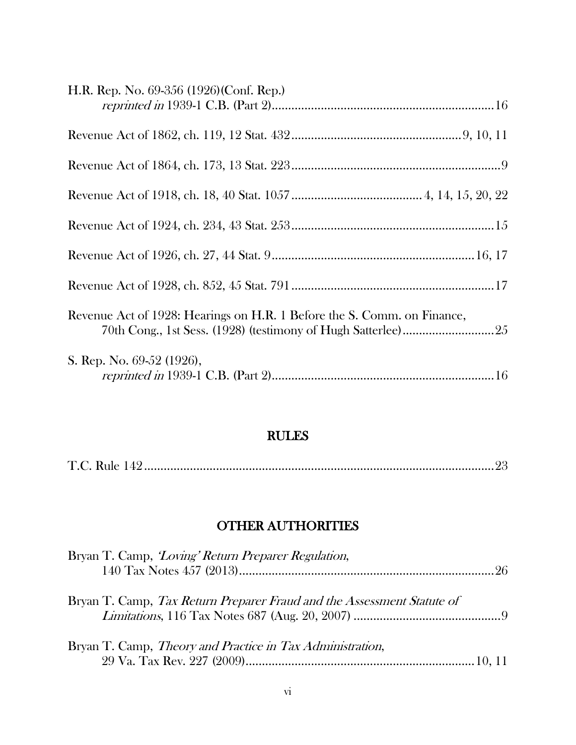H.R. Rep. No. 69-356 (1926)(Conf. Rep.)
*reprinted in* 1939-1 C.B. (Part 2) .......... 16

Revenue Act of 1862, ch. 119, 12 Stat. 432 .......... 9, 10, 11

Revenue Act of 1864, ch. 173, 13 Stat. 223 .......... 9

Revenue Act of 1918, ch. 18, 40 Stat. 1057 .......... 4, 14, 15, 20, 22

Revenue Act of 1924, ch. 234, 43 Stat. 253 .......... 15

Revenue Act of 1926, ch. 27, 44 Stat. 9 .......... 16, 17

Revenue Act of 1928, ch. 852, 45 Stat. 791 .......... 17

Revenue Act of 1928: Hearings on H.R. 1 Before the S. Comm. on Finance, 70th Cong., 1st Sess. (1928) (testimony of Hugh Satterlee) .......... 25

S. Rep. No. 69-52 (1926),
*reprinted in* 1939-1 C.B. (Part 2) .......... 16

## RULES

T.C. Rule 142 .......... 23

## OTHER AUTHORITIES

Bryan T. Camp, *'Loving' Return Preparer Regulation*,
140 Tax Notes 457 (2013) .......... 26

Bryan T. Camp, *Tax Return Preparer Fraud and the Assessment Statute of Limitations*, 116 Tax Notes 687 (Aug. 20, 2007) .......... 9

Bryan T. Camp, *Theory and Practice in Tax Administration*,
29 Va. Tax Rev. 227 (2009) .......... 10, 11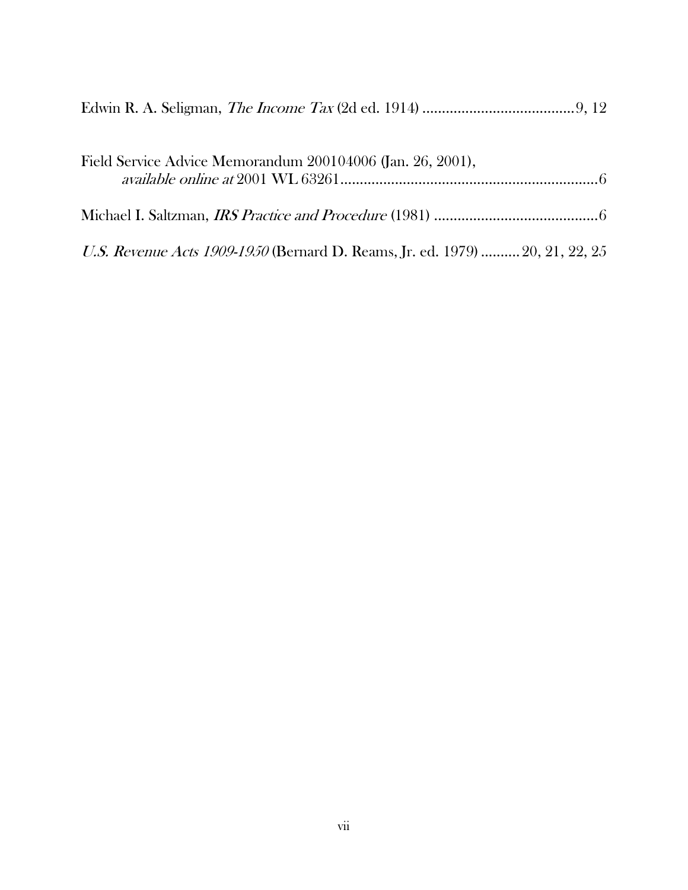Edwin R. A. Seligman, *The Income Tax* (2d ed. 1914) ........................................9, 12

Field Service Advice Memorandum 200104006 (Jan. 26, 2001), *available online at* 2001 WL 63261..................................................................6

Michael I. Saltzman, *IRS Practice and Procedure* (1981) ..........................................6

*U.S. Revenue Acts 1909-1950* (Bernard D. Reams, Jr. ed. 1979) .......... 20, 21, 22, 25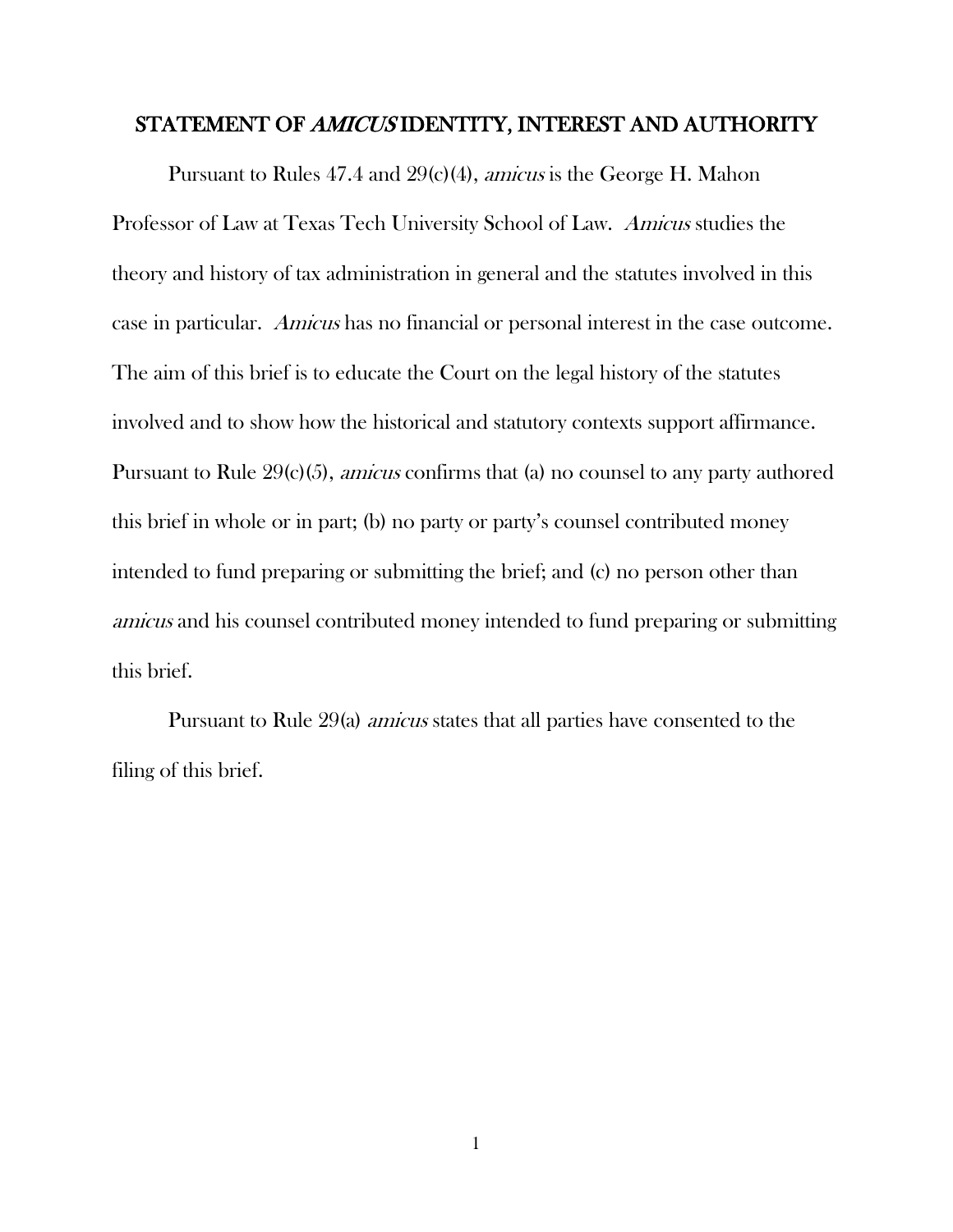## STATEMENT OF *AMICUS* IDENTITY, INTEREST AND AUTHORITY

Pursuant to Rules 47.4 and 29(c)(4), *amicus* is the George H. Mahon Professor of Law at Texas Tech University School of Law. *Amicus* studies the theory and history of tax administration in general and the statutes involved in this case in particular. *Amicus* has no financial or personal interest in the case outcome. The aim of this brief is to educate the Court on the legal history of the statutes involved and to show how the historical and statutory contexts support affirmance. Pursuant to Rule 29(c)(5), *amicus* confirms that (a) no counsel to any party authored this brief in whole or in part; (b) no party or party's counsel contributed money intended to fund preparing or submitting the brief; and (c) no person other than *amicus* and his counsel contributed money intended to fund preparing or submitting this brief.

Pursuant to Rule 29(a) *amicus* states that all parties have consented to the filing of this brief.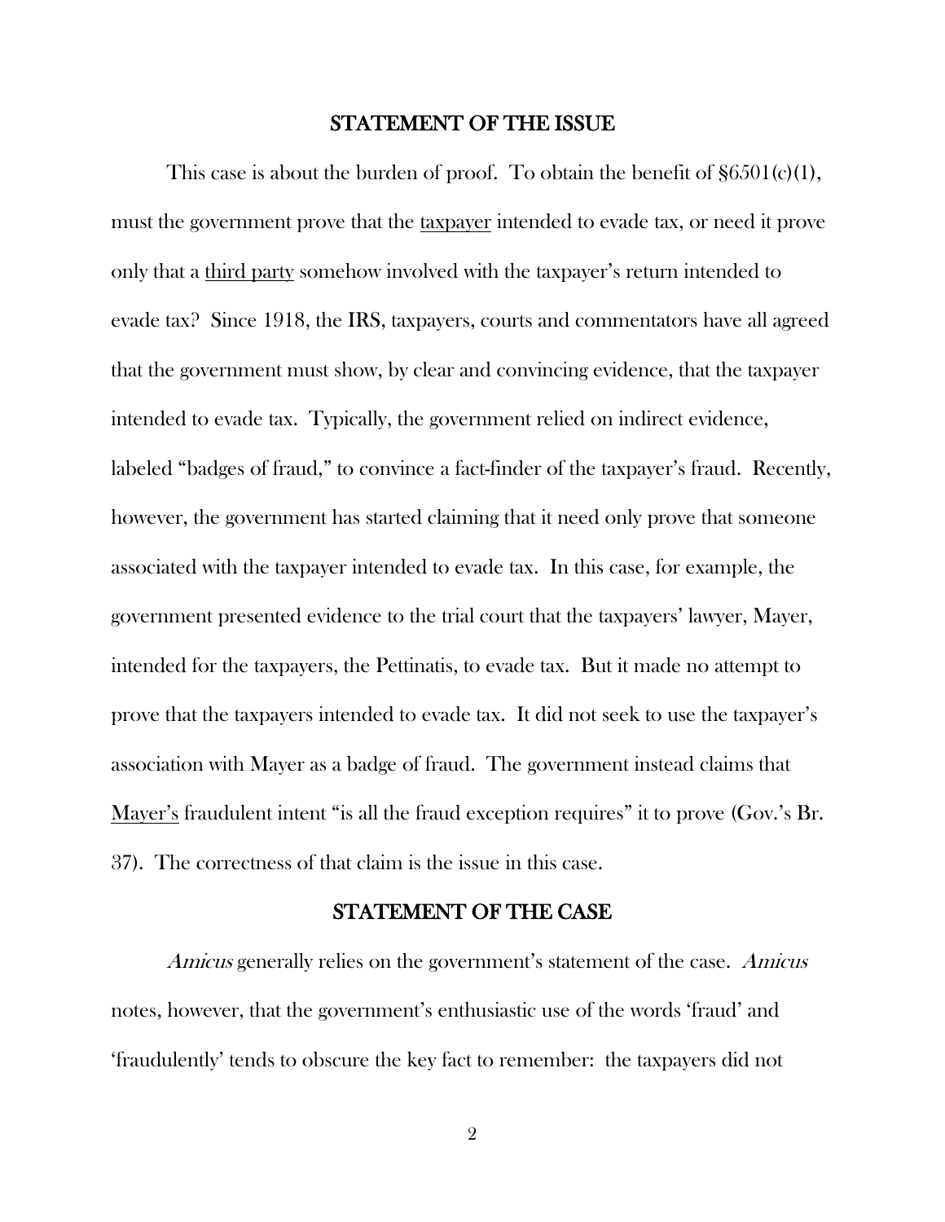## STATEMENT OF THE ISSUE

This case is about the burden of proof. To obtain the benefit of §6501(c)(1), must the government prove that the taxpayer intended to evade tax, or need it prove only that a third party somehow involved with the taxpayer's return intended to evade tax? Since 1918, the IRS, taxpayers, courts and commentators have all agreed that the government must show, by clear and convincing evidence, that the taxpayer intended to evade tax. Typically, the government relied on indirect evidence, labeled "badges of fraud," to convince a fact-finder of the taxpayer's fraud. Recently, however, the government has started claiming that it need only prove that someone associated with the taxpayer intended to evade tax. In this case, for example, the government presented evidence to the trial court that the taxpayers' lawyer, Mayer, intended for the taxpayers, the Pettinatis, to evade tax. But it made no attempt to prove that the taxpayers intended to evade tax. It did not seek to use the taxpayer's association with Mayer as a badge of fraud. The government instead claims that Mayer's fraudulent intent "is all the fraud exception requires" it to prove (Gov.'s Br. 37). The correctness of that claim is the issue in this case.

## STATEMENT OF THE CASE

*Amicus* generally relies on the government's statement of the case. *Amicus* notes, however, that the government's enthusiastic use of the words 'fraud' and 'fraudulently' tends to obscure the key fact to remember: the taxpayers did not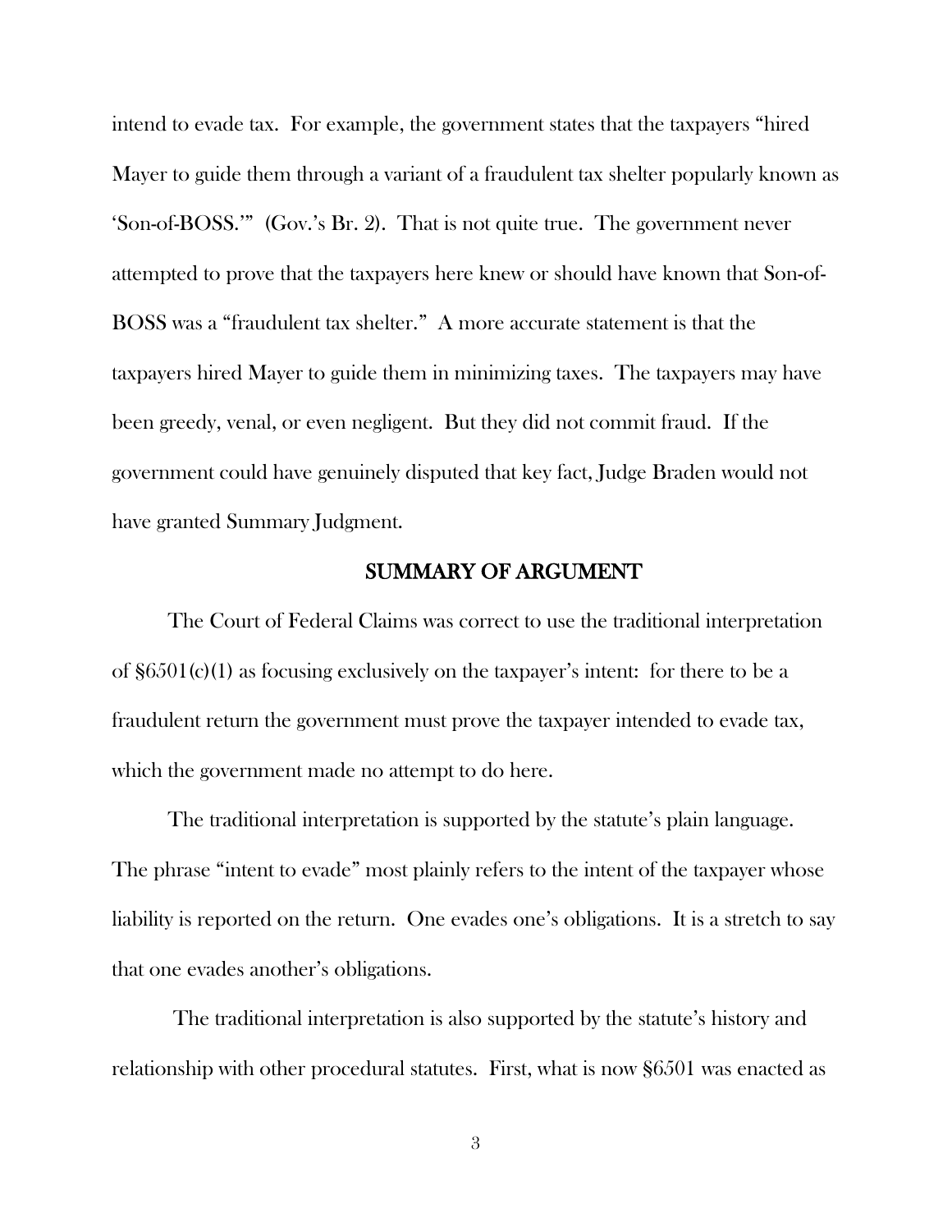intend to evade tax. For example, the government states that the taxpayers "hired Mayer to guide them through a variant of a fraudulent tax shelter popularly known as 'Son-of-BOSS.'" (Gov.'s Br. 2). That is not quite true. The government never attempted to prove that the taxpayers here knew or should have known that Son-of-BOSS was a "fraudulent tax shelter." A more accurate statement is that the taxpayers hired Mayer to guide them in minimizing taxes. The taxpayers may have been greedy, venal, or even negligent. But they did not commit fraud. If the government could have genuinely disputed that key fact, Judge Braden would not have granted Summary Judgment.

## SUMMARY OF ARGUMENT

The Court of Federal Claims was correct to use the traditional interpretation of §6501(c)(1) as focusing exclusively on the taxpayer's intent: for there to be a fraudulent return the government must prove the taxpayer intended to evade tax, which the government made no attempt to do here.

The traditional interpretation is supported by the statute's plain language. The phrase "intent to evade" most plainly refers to the intent of the taxpayer whose liability is reported on the return. One evades one's obligations. It is a stretch to say that one evades another's obligations.

The traditional interpretation is also supported by the statute's history and relationship with other procedural statutes. First, what is now §6501 was enacted as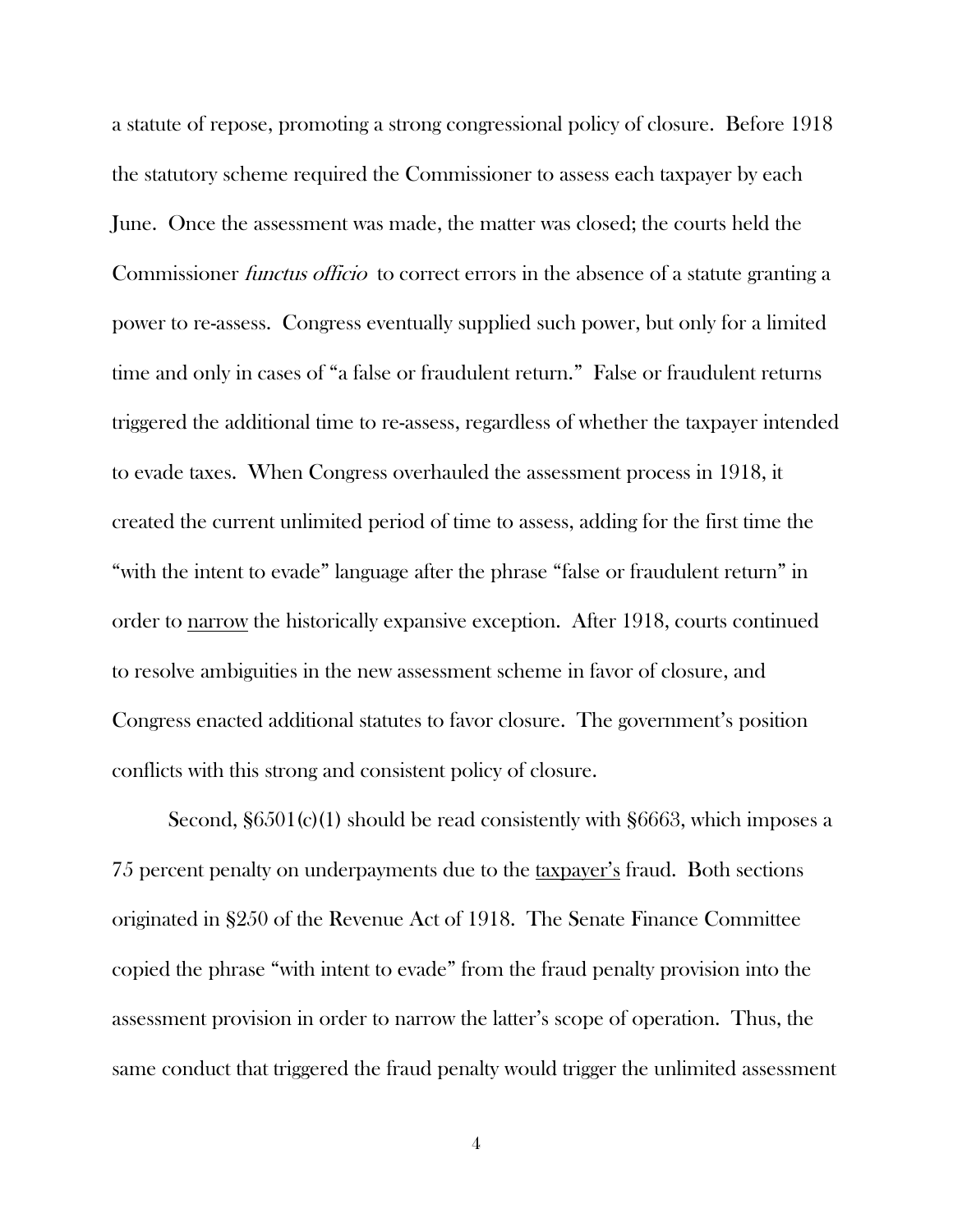a statute of repose, promoting a strong congressional policy of closure. Before 1918 the statutory scheme required the Commissioner to assess each taxpayer by each June. Once the assessment was made, the matter was closed; the courts held the Commissioner *functus officio* to correct errors in the absence of a statute granting a power to re-assess. Congress eventually supplied such power, but only for a limited time and only in cases of "a false or fraudulent return." False or fraudulent returns triggered the additional time to re-assess, regardless of whether the taxpayer intended to evade taxes. When Congress overhauled the assessment process in 1918, it created the current unlimited period of time to assess, adding for the first time the "with the intent to evade" language after the phrase "false or fraudulent return" in order to <u>narrow</u> the historically expansive exception. After 1918, courts continued to resolve ambiguities in the new assessment scheme in favor of closure, and Congress enacted additional statutes to favor closure. The government's position conflicts with this strong and consistent policy of closure.

Second, §6501(c)(1) should be read consistently with §6663, which imposes a 75 percent penalty on underpayments due to the <u>taxpayer's</u> fraud. Both sections originated in §250 of the Revenue Act of 1918. The Senate Finance Committee copied the phrase "with intent to evade" from the fraud penalty provision into the assessment provision in order to narrow the latter's scope of operation. Thus, the same conduct that triggered the fraud penalty would trigger the unlimited assessment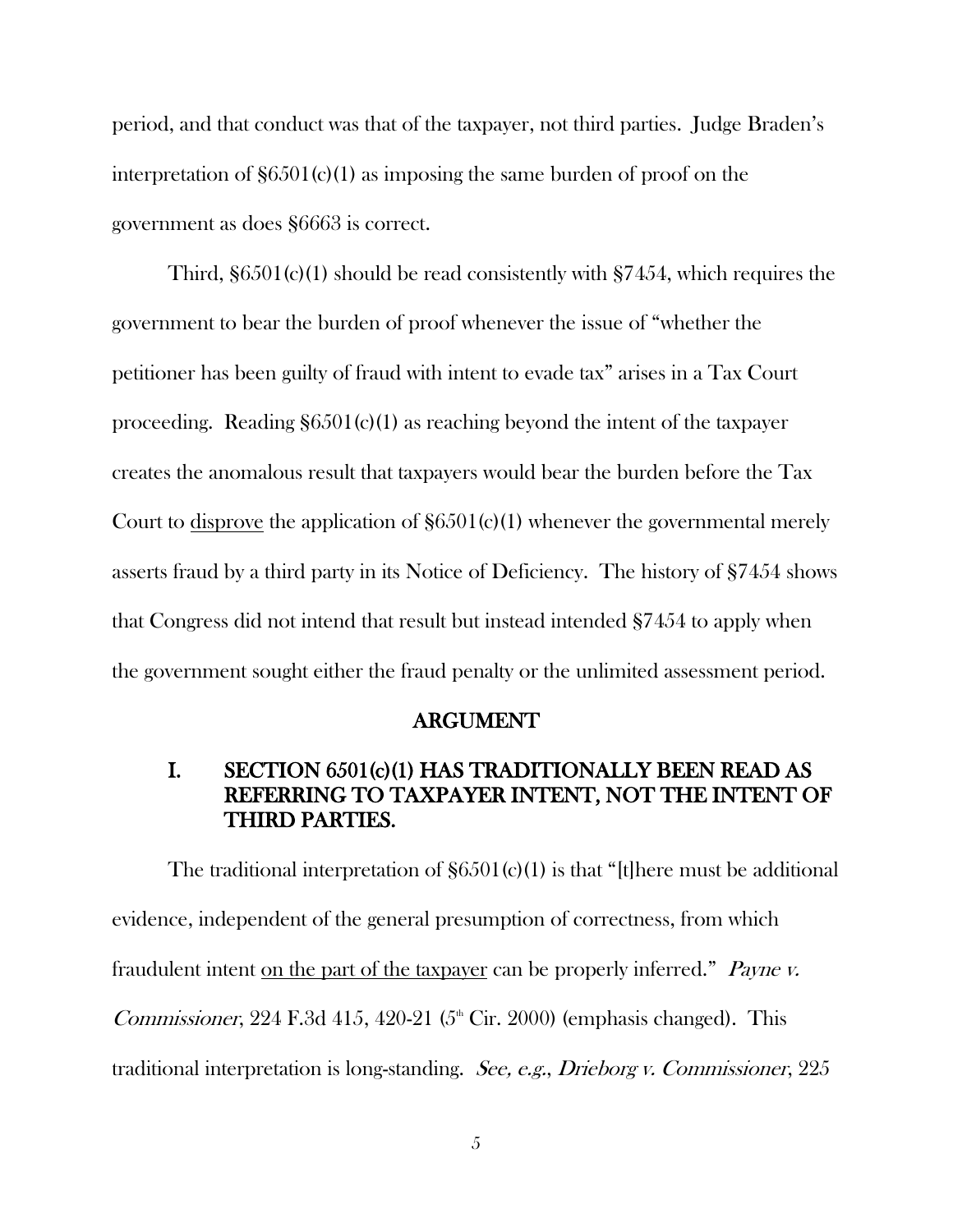period, and that conduct was that of the taxpayer, not third parties. Judge Braden's interpretation of §6501(c)(1) as imposing the same burden of proof on the government as does §6663 is correct.

Third, §6501(c)(1) should be read consistently with §7454, which requires the government to bear the burden of proof whenever the issue of "whether the petitioner has been guilty of fraud with intent to evade tax" arises in a Tax Court proceeding. Reading §6501(c)(1) as reaching beyond the intent of the taxpayer creates the anomalous result that taxpayers would bear the burden before the Tax Court to <u>disprove</u> the application of §6501(c)(1) whenever the governmental merely asserts fraud by a third party in its Notice of Deficiency. The history of §7454 shows that Congress did not intend that result but instead intended §7454 to apply when the government sought either the fraud penalty or the unlimited assessment period.

## ARGUMENT

### I. SECTION 6501(c)(1) HAS TRADITIONALLY BEEN READ AS REFERRING TO TAXPAYER INTENT, NOT THE INTENT OF THIRD PARTIES.

The traditional interpretation of §6501(c)(1) is that "[t]here must be additional evidence, independent of the general presumption of correctness, from which fraudulent intent <u>on the part of the taxpayer</u> can be properly inferred." *Payne v. Commissioner*, 224 F.3d 415, 420-21 (5th Cir. 2000) (emphasis changed). This traditional interpretation is long-standing. *See, e.g., Drieborg v. Commissioner*, 225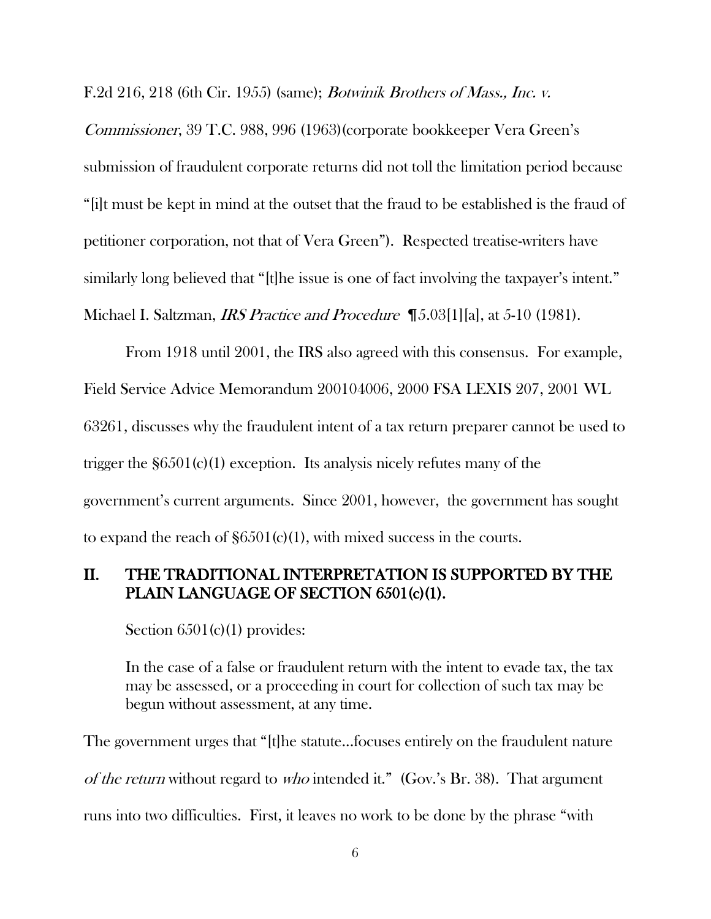F.2d 216, 218 (6th Cir. 1955) (same); *Botwinik Brothers of Mass., Inc. v. Commissioner*, 39 T.C. 988, 996 (1963)(corporate bookkeeper Vera Green's submission of fraudulent corporate returns did not toll the limitation period because "[i]t must be kept in mind at the outset that the fraud to be established is the fraud of petitioner corporation, not that of Vera Green"). Respected treatise-writers have similarly long believed that "[t]he issue is one of fact involving the taxpayer's intent." Michael I. Saltzman, *IRS Practice and Procedure* ¶5.03[1][a], at 5-10 (1981).

From 1918 until 2001, the IRS also agreed with this consensus. For example, Field Service Advice Memorandum 200104006, 2000 FSA LEXIS 207, 2001 WL 63261, discusses why the fraudulent intent of a tax return preparer cannot be used to trigger the §6501(c)(1) exception. Its analysis nicely refutes many of the government's current arguments. Since 2001, however, the government has sought to expand the reach of §6501(c)(1), with mixed success in the courts.

## II. THE TRADITIONAL INTERPRETATION IS SUPPORTED BY THE PLAIN LANGUAGE OF SECTION 6501(c)(1).

Section 6501(c)(1) provides:

> In the case of a false or fraudulent return with the intent to evade tax, the tax may be assessed, or a proceeding in court for collection of such tax may be begun without assessment, at any time.

The government urges that "[t]he statute…focuses entirely on the fraudulent nature *of the return* without regard to *who* intended it." (Gov.'s Br. 38). That argument runs into two difficulties. First, it leaves no work to be done by the phrase "with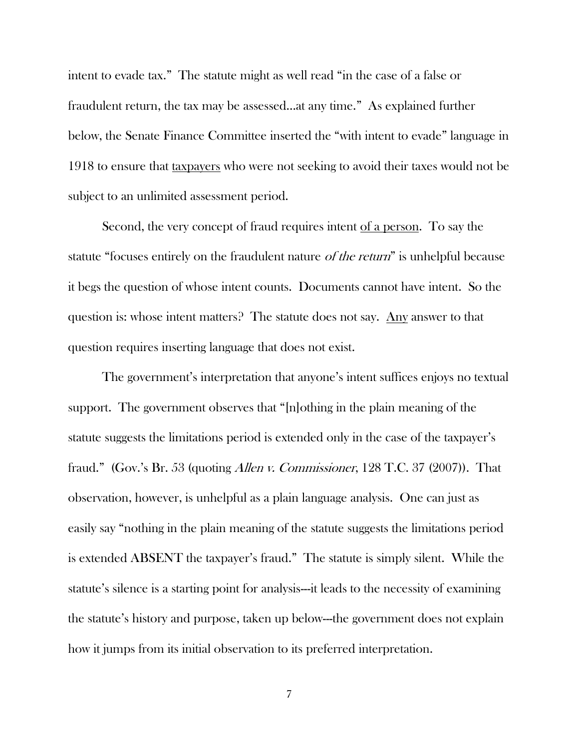intent to evade tax." The statute might as well read "in the case of a false or fraudulent return, the tax may be assessed…at any time." As explained further below, the Senate Finance Committee inserted the "with intent to evade" language in 1918 to ensure that <u>taxpayers</u> who were not seeking to avoid their taxes would not be subject to an unlimited assessment period.

Second, the very concept of fraud requires intent <u>of a person</u>. To say the statute "focuses entirely on the fraudulent nature *of the return*" is unhelpful because it begs the question of whose intent counts. Documents cannot have intent. So the question is: whose intent matters? The statute does not say. <u>Any</u> answer to that question requires inserting language that does not exist.

The government's interpretation that anyone's intent suffices enjoys no textual support. The government observes that "[n]othing in the plain meaning of the statute suggests the limitations period is extended only in the case of the taxpayer's fraud." (Gov.'s Br. 53 (quoting *Allen v. Commissioner*, 128 T.C. 37 (2007)). That observation, however, is unhelpful as a plain language analysis. One can just as easily say "nothing in the plain meaning of the statute suggests the limitations period is extended ABSENT the taxpayer's fraud." The statute is simply silent. While the statute's silence is a starting point for analysis---it leads to the necessity of examining the statute's history and purpose, taken up below---the government does not explain how it jumps from its initial observation to its preferred interpretation.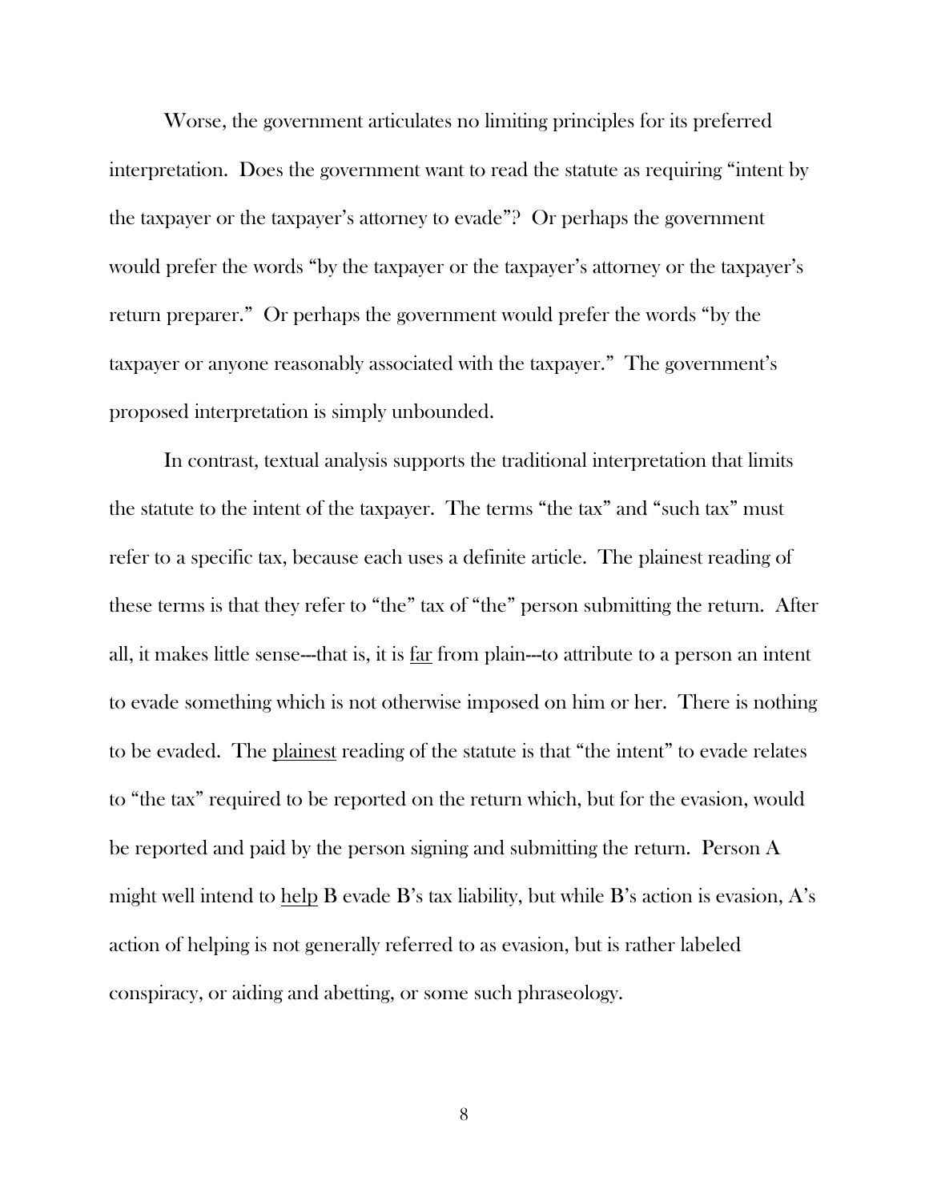Worse, the government articulates no limiting principles for its preferred interpretation. Does the government want to read the statute as requiring "intent by the taxpayer or the taxpayer's attorney to evade"? Or perhaps the government would prefer the words "by the taxpayer or the taxpayer's attorney or the taxpayer's return preparer." Or perhaps the government would prefer the words "by the taxpayer or anyone reasonably associated with the taxpayer." The government's proposed interpretation is simply unbounded.

In contrast, textual analysis supports the traditional interpretation that limits the statute to the intent of the taxpayer. The terms "the tax" and "such tax" must refer to a specific tax, because each uses a definite article. The plainest reading of these terms is that they refer to "the" tax of "the" person submitting the return. After all, it makes little sense---that is, it is <u>far</u> from plain---to attribute to a person an intent to evade something which is not otherwise imposed on him or her. There is nothing to be evaded. The <u>plainest</u> reading of the statute is that "the intent" to evade relates to "the tax" required to be reported on the return which, but for the evasion, would be reported and paid by the person signing and submitting the return. Person A might well intend to <u>help</u> B evade B's tax liability, but while B's action is evasion, A's action of helping is not generally referred to as evasion, but is rather labeled conspiracy, or aiding and abetting, or some such phraseology.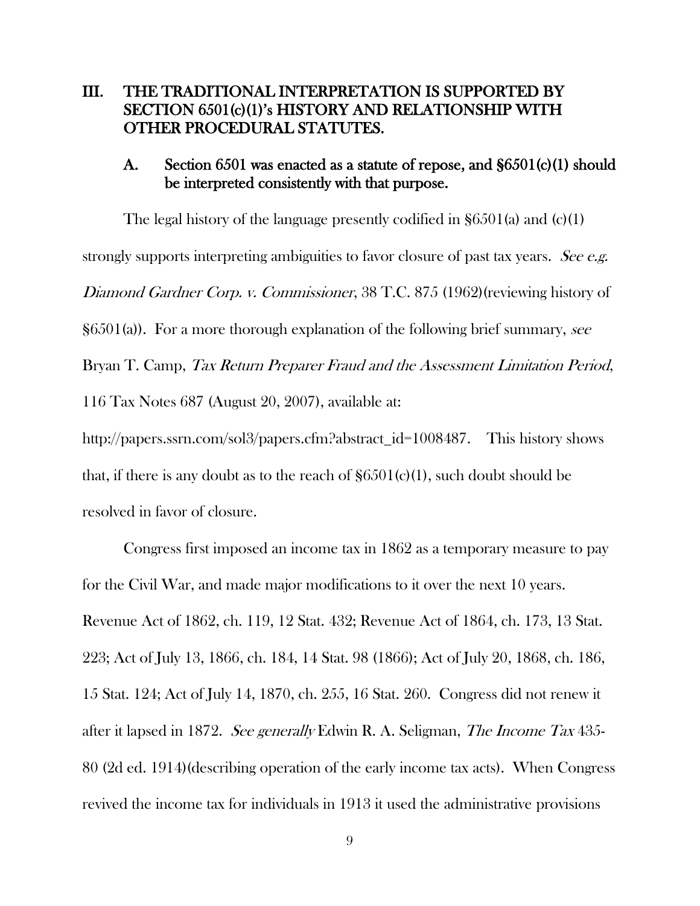## III. THE TRADITIONAL INTERPRETATION IS SUPPORTED BY SECTION 6501(c)(1)'s HISTORY AND RELATIONSHIP WITH OTHER PROCEDURAL STATUTES.

### A. Section 6501 was enacted as a statute of repose, and §6501(c)(1) should be interpreted consistently with that purpose.

The legal history of the language presently codified in §6501(a) and (c)(1) strongly supports interpreting ambiguities to favor closure of past tax years. *See e.g. Diamond Gardner Corp. v. Commissioner*, 38 T.C. 875 (1962)(reviewing history of §6501(a)). For a more thorough explanation of the following brief summary, *see* Bryan T. Camp, *Tax Return Preparer Fraud and the Assessment Limitation Period*, 116 Tax Notes 687 (August 20, 2007), available at: http://papers.ssrn.com/sol3/papers.cfm?abstract_id=1008487. This history shows that, if there is any doubt as to the reach of §6501(c)(1), such doubt should be resolved in favor of closure.

Congress first imposed an income tax in 1862 as a temporary measure to pay for the Civil War, and made major modifications to it over the next 10 years. Revenue Act of 1862, ch. 119, 12 Stat. 432; Revenue Act of 1864, ch. 173, 13 Stat. 223; Act of July 13, 1866, ch. 184, 14 Stat. 98 (1866); Act of July 20, 1868, ch. 186, 15 Stat. 124; Act of July 14, 1870, ch. 255, 16 Stat. 260. Congress did not renew it after it lapsed in 1872. *See generally* Edwin R. A. Seligman, *The Income Tax* 435-80 (2d ed. 1914)(describing operation of the early income tax acts). When Congress revived the income tax for individuals in 1913 it used the administrative provisions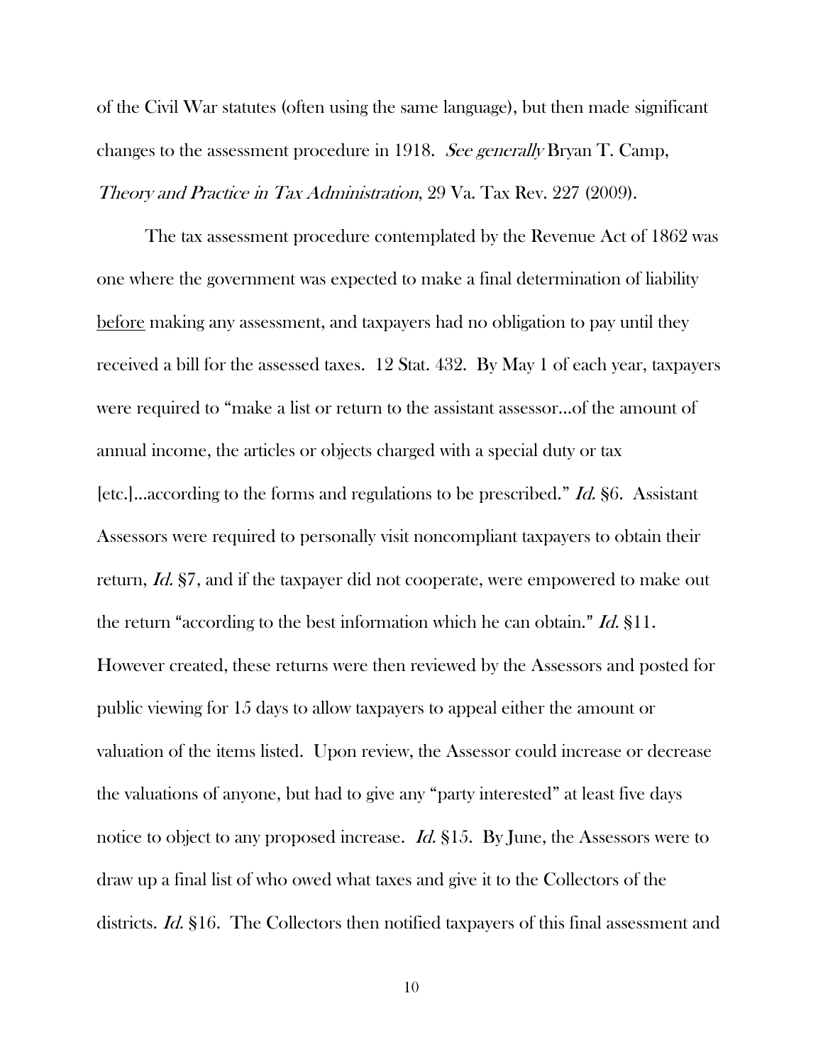of the Civil War statutes (often using the same language), but then made significant changes to the assessment procedure in 1918. *See generally* Bryan T. Camp, *Theory and Practice in Tax Administration*, 29 Va. Tax Rev. 227 (2009).

The tax assessment procedure contemplated by the Revenue Act of 1862 was one where the government was expected to make a final determination of liability before making any assessment, and taxpayers had no obligation to pay until they received a bill for the assessed taxes. 12 Stat. 432. By May 1 of each year, taxpayers were required to "make a list or return to the assistant assessor…of the amount of annual income, the articles or objects charged with a special duty or tax [etc.]…according to the forms and regulations to be prescribed." *Id.* §6. Assistant Assessors were required to personally visit noncompliant taxpayers to obtain their return, *Id.* §7, and if the taxpayer did not cooperate, were empowered to make out the return "according to the best information which he can obtain." *Id.* §11. However created, these returns were then reviewed by the Assessors and posted for public viewing for 15 days to allow taxpayers to appeal either the amount or valuation of the items listed. Upon review, the Assessor could increase or decrease the valuations of anyone, but had to give any "party interested" at least five days notice to object to any proposed increase. *Id.* §15. By June, the Assessors were to draw up a final list of who owed what taxes and give it to the Collectors of the districts. *Id.* §16. The Collectors then notified taxpayers of this final assessment and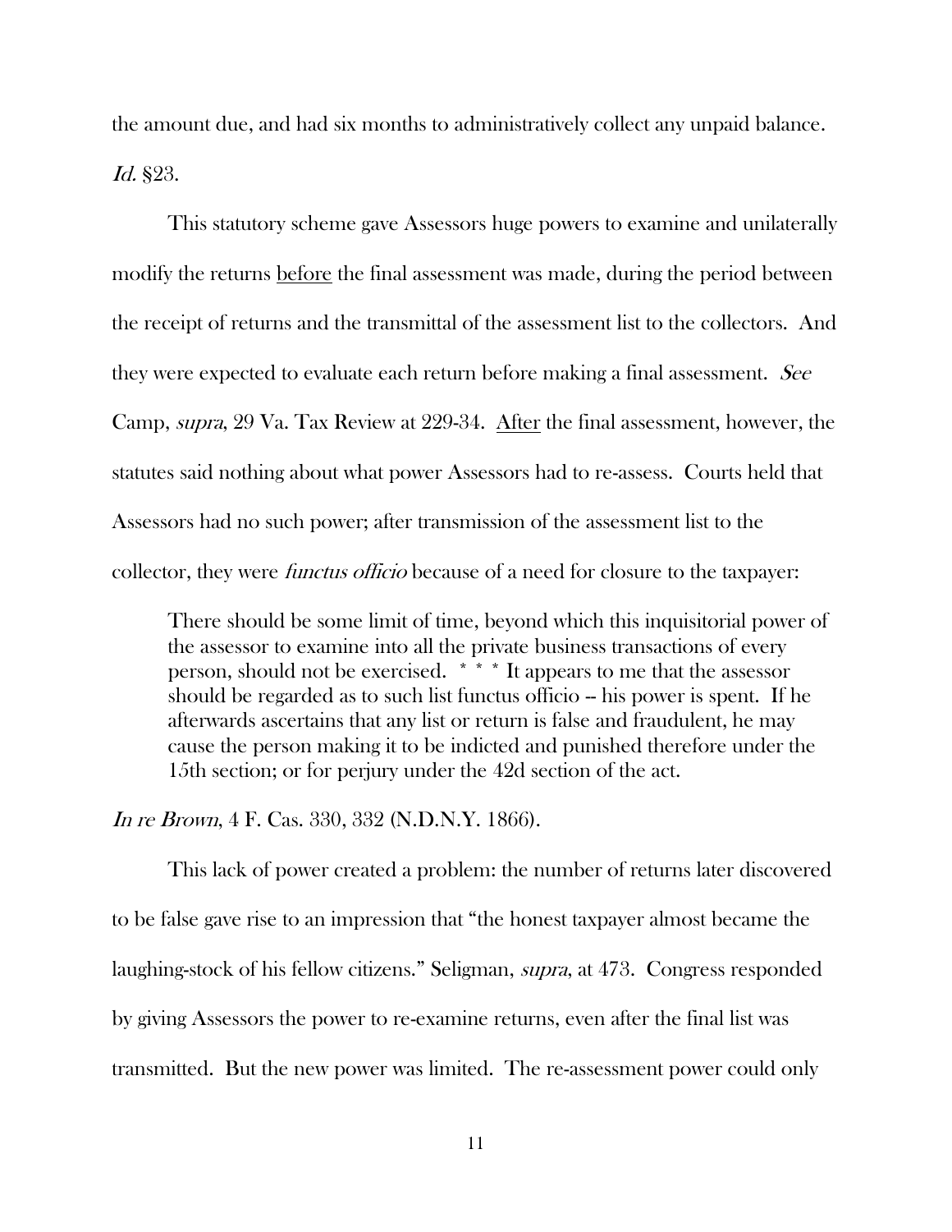the amount due, and had six months to administratively collect any unpaid balance. *Id.* §23.

This statutory scheme gave Assessors huge powers to examine and unilaterally modify the returns before the final assessment was made, during the period between the receipt of returns and the transmittal of the assessment list to the collectors. And they were expected to evaluate each return before making a final assessment. *See* Camp, *supra*, 29 Va. Tax Review at 229-34. After the final assessment, however, the statutes said nothing about what power Assessors had to re-assess. Courts held that Assessors had no such power; after transmission of the assessment list to the collector, they were *functus officio* because of a need for closure to the taxpayer:

> There should be some limit of time, beyond which this inquisitorial power of the assessor to examine into all the private business transactions of every person, should not be exercised. * * * It appears to me that the assessor should be regarded as to such list functus officio -- his power is spent. If he afterwards ascertains that any list or return is false and fraudulent, he may cause the person making it to be indicted and punished therefore under the 15th section; or for perjury under the 42d section of the act.

*In re Brown*, 4 F. Cas. 330, 332 (N.D.N.Y. 1866).

This lack of power created a problem: the number of returns later discovered to be false gave rise to an impression that "the honest taxpayer almost became the laughing-stock of his fellow citizens." Seligman, *supra*, at 473. Congress responded by giving Assessors the power to re-examine returns, even after the final list was transmitted. But the new power was limited. The re-assessment power could only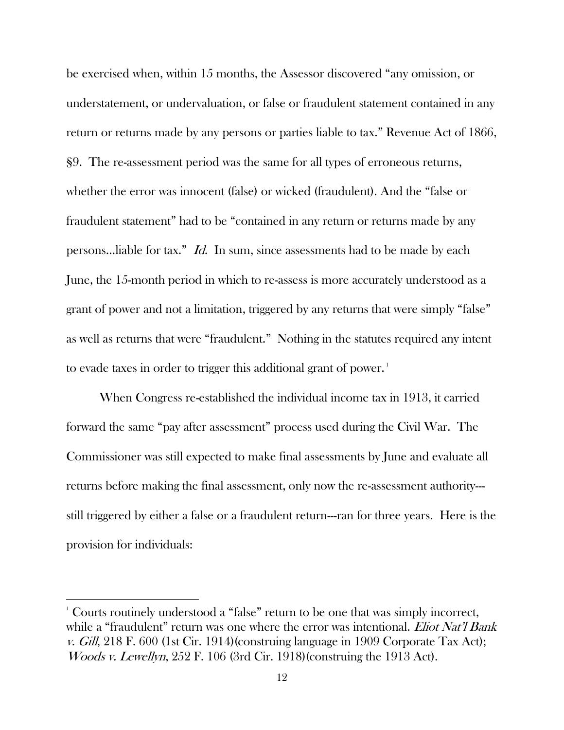be exercised when, within 15 months, the Assessor discovered "any omission, or understatement, or undervaluation, or false or fraudulent statement contained in any return or returns made by any persons or parties liable to tax." Revenue Act of 1866, §9. The re-assessment period was the same for all types of erroneous returns, whether the error was innocent (false) or wicked (fraudulent). And the "false or fraudulent statement" had to be "contained in any return or returns made by any persons...liable for tax." *Id.* In sum, since assessments had to be made by each June, the 15-month period in which to re-assess is more accurately understood as a grant of power and not a limitation, triggered by any returns that were simply "false" as well as returns that were "fraudulent." Nothing in the statutes required any intent to evade taxes in order to trigger this additional grant of power.[1]

When Congress re-established the individual income tax in 1913, it carried forward the same "pay after assessment" process used during the Civil War. The Commissioner was still expected to make final assessments by June and evaluate all returns before making the final assessment, only now the re-assessment authority---still triggered by <u>either</u> a false <u>or</u> a fraudulent return---ran for three years. Here is the provision for individuals:

---

[1] Courts routinely understood a "false" return to be one that was simply incorrect, while a "fraudulent" return was one where the error was intentional. *Eliot Nat'l Bank v. Gill*, 218 F. 600 (1st Cir. 1914)(construing language in 1909 Corporate Tax Act); *Woods v. Lewellyn*, 252 F. 106 (3rd Cir. 1918)(construing the 1913 Act).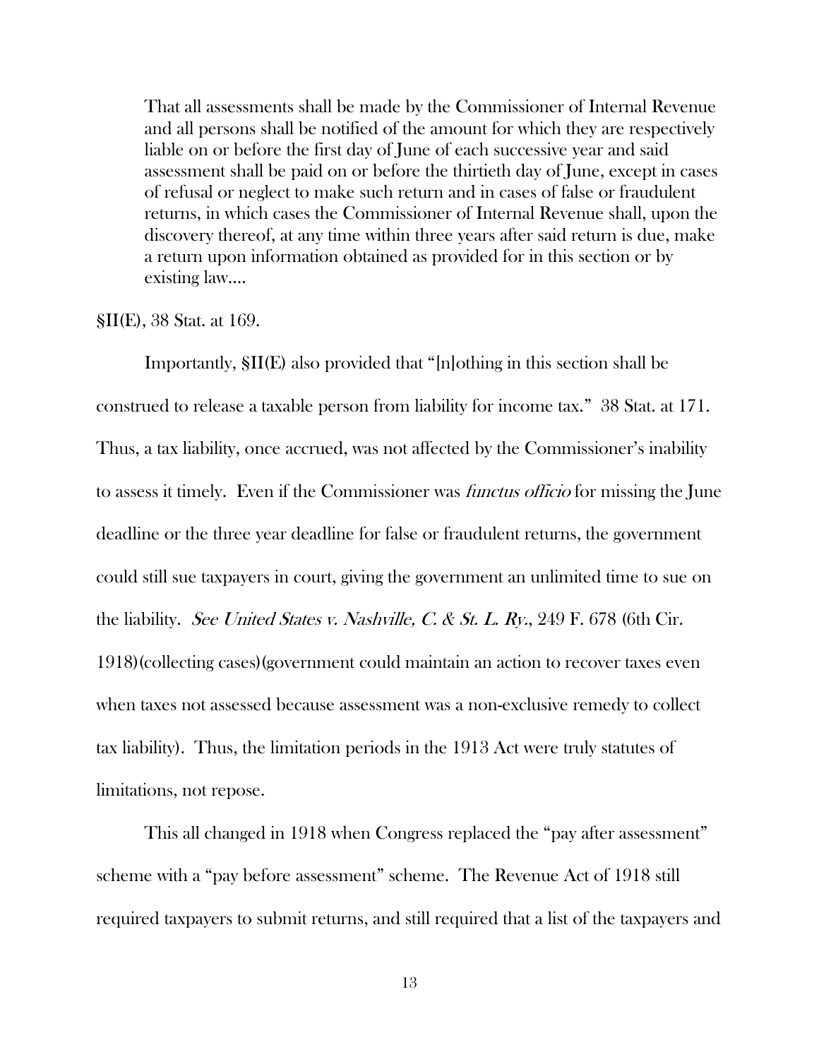> That all assessments shall be made by the Commissioner of Internal Revenue and all persons shall be notified of the amount for which they are respectively liable on or before the first day of June of each successive year and said assessment shall be paid on or before the thirtieth day of June, except in cases of refusal or neglect to make such return and in cases of false or fraudulent returns, in which cases the Commissioner of Internal Revenue shall, upon the discovery thereof, at any time within three years after said return is due, make a return upon information obtained as provided for in this section or by existing law....

§II(E), 38 Stat. at 169.

Importantly, §II(E) also provided that "[n]othing in this section shall be construed to release a taxable person from liability for income tax." 38 Stat. at 171. Thus, a tax liability, once accrued, was not affected by the Commissioner's inability to assess it timely. Even if the Commissioner was *functus officio* for missing the June deadline or the three year deadline for false or fraudulent returns, the government could still sue taxpayers in court, giving the government an unlimited time to sue on the liability. *See United States v. Nashville, C. & St. L. Ry.*, 249 F. 678 (6th Cir. 1918)(collecting cases)(government could maintain an action to recover taxes even when taxes not assessed because assessment was a non-exclusive remedy to collect tax liability). Thus, the limitation periods in the 1913 Act were truly statutes of limitations, not repose.

This all changed in 1918 when Congress replaced the "pay after assessment" scheme with a "pay before assessment" scheme. The Revenue Act of 1918 still required taxpayers to submit returns, and still required that a list of the taxpayers and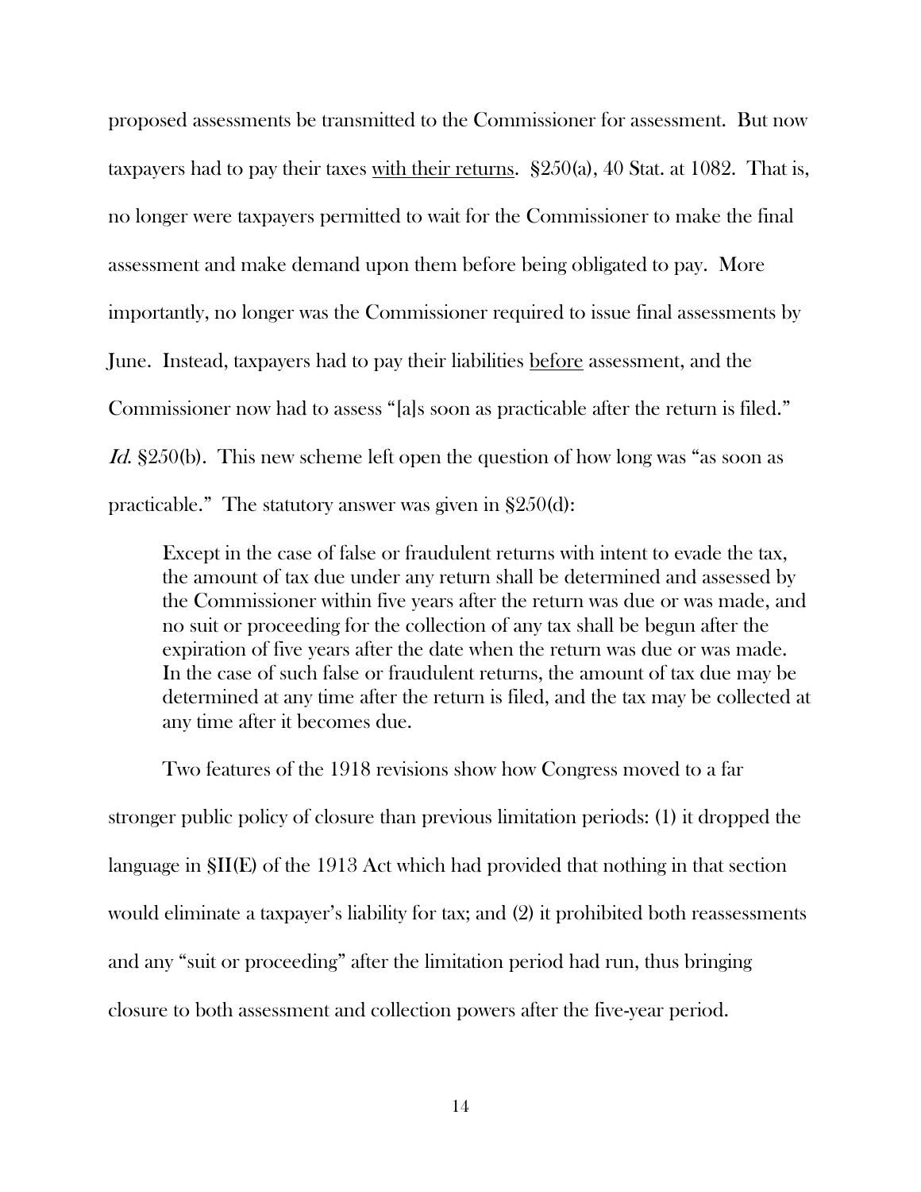proposed assessments be transmitted to the Commissioner for assessment. But now taxpayers had to pay their taxes <u>with their returns</u>. §250(a), 40 Stat. at 1082. That is, no longer were taxpayers permitted to wait for the Commissioner to make the final assessment and make demand upon them before being obligated to pay. More importantly, no longer was the Commissioner required to issue final assessments by June. Instead, taxpayers had to pay their liabilities <u>before</u> assessment, and the Commissioner now had to assess "[a]s soon as practicable after the return is filed." *Id.* §250(b). This new scheme left open the question of how long was "as soon as practicable." The statutory answer was given in §250(d):

> Except in the case of false or fraudulent returns with intent to evade the tax, the amount of tax due under any return shall be determined and assessed by the Commissioner within five years after the return was due or was made, and no suit or proceeding for the collection of any tax shall be begun after the expiration of five years after the date when the return was due or was made. In the case of such false or fraudulent returns, the amount of tax due may be determined at any time after the return is filed, and the tax may be collected at any time after it becomes due.

Two features of the 1918 revisions show how Congress moved to a far stronger public policy of closure than previous limitation periods: (1) it dropped the language in §II(E) of the 1913 Act which had provided that nothing in that section would eliminate a taxpayer's liability for tax; and (2) it prohibited both reassessments and any "suit or proceeding" after the limitation period had run, thus bringing closure to both assessment and collection powers after the five-year period.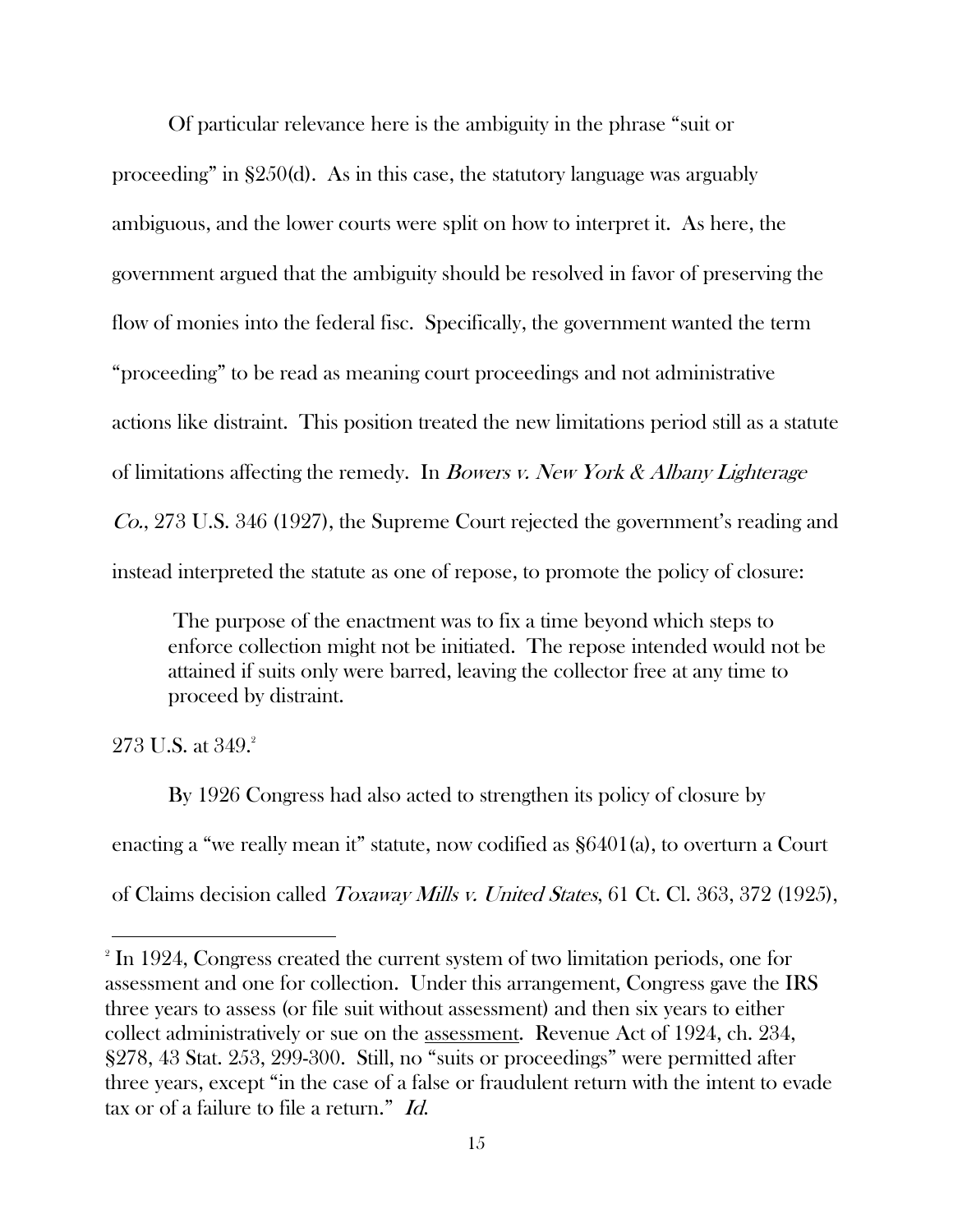Of particular relevance here is the ambiguity in the phrase "suit or proceeding" in §250(d). As in this case, the statutory language was arguably ambiguous, and the lower courts were split on how to interpret it. As here, the government argued that the ambiguity should be resolved in favor of preserving the flow of monies into the federal fisc. Specifically, the government wanted the term "proceeding" to be read as meaning court proceedings and not administrative actions like distraint. This position treated the new limitations period still as a statute of limitations affecting the remedy. In *Bowers v. New York & Albany Lighterage Co.*, 273 U.S. 346 (1927), the Supreme Court rejected the government's reading and instead interpreted the statute as one of repose, to promote the policy of closure:

> The purpose of the enactment was to fix a time beyond which steps to enforce collection might not be initiated. The repose intended would not be attained if suits only were barred, leaving the collector free at any time to proceed by distraint.

273 U.S. at 349.[2]

By 1926 Congress had also acted to strengthen its policy of closure by enacting a "we really mean it" statute, now codified as §6401(a), to overturn a Court of Claims decision called *Toxaway Mills v. United States*, 61 Ct. Cl. 363, 372 (1925),

---

[2] In 1924, Congress created the current system of two limitation periods, one for assessment and one for collection. Under this arrangement, Congress gave the IRS three years to assess (or file suit without assessment) and then six years to either collect administratively or sue on the <u>assessment</u>. Revenue Act of 1924, ch. 234, §278, 43 Stat. 253, 299-300. Still, no "suits or proceedings" were permitted after three years, except "in the case of a false or fraudulent return with the intent to evade tax or of a failure to file a return." *Id.*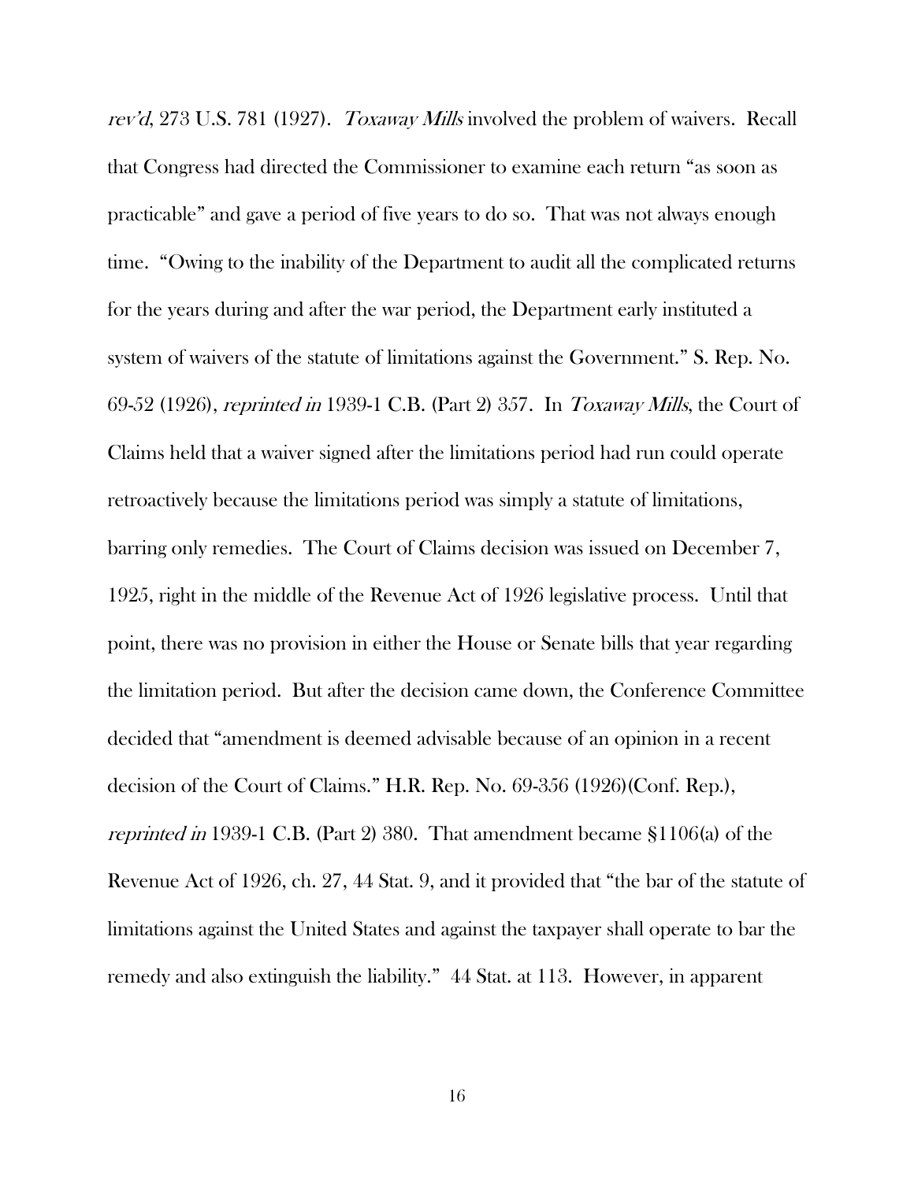*rev'd*, 273 U.S. 781 (1927). *Toxaway Mills* involved the problem of waivers. Recall that Congress had directed the Commissioner to examine each return "as soon as practicable" and gave a period of five years to do so. That was not always enough time. "Owing to the inability of the Department to audit all the complicated returns for the years during and after the war period, the Department early instituted a system of waivers of the statute of limitations against the Government." S. Rep. No. 69-52 (1926), *reprinted in* 1939-1 C.B. (Part 2) 357. In *Toxaway Mills*, the Court of Claims held that a waiver signed after the limitations period had run could operate retroactively because the limitations period was simply a statute of limitations, barring only remedies. The Court of Claims decision was issued on December 7, 1925, right in the middle of the Revenue Act of 1926 legislative process. Until that point, there was no provision in either the House or Senate bills that year regarding the limitation period. But after the decision came down, the Conference Committee decided that "amendment is deemed advisable because of an opinion in a recent decision of the Court of Claims." H.R. Rep. No. 69-356 (1926)(Conf. Rep.), *reprinted in* 1939-1 C.B. (Part 2) 380. That amendment became §1106(a) of the Revenue Act of 1926, ch. 27, 44 Stat. 9, and it provided that "the bar of the statute of limitations against the United States and against the taxpayer shall operate to bar the remedy and also extinguish the liability." 44 Stat. at 113. However, in apparent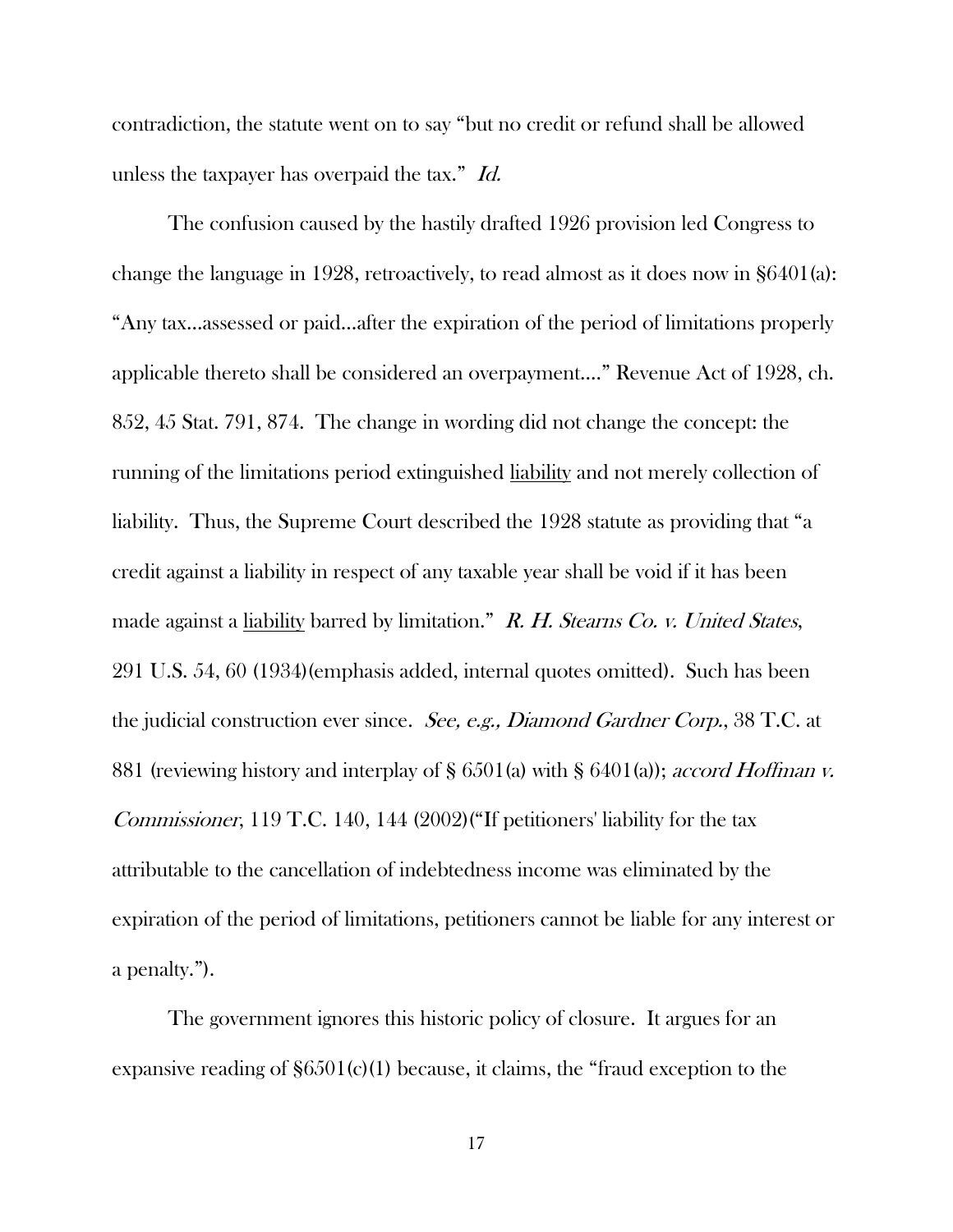contradiction, the statute went on to say "but no credit or refund shall be allowed unless the taxpayer has overpaid the tax." *Id.*

The confusion caused by the hastily drafted 1926 provision led Congress to change the language in 1928, retroactively, to read almost as it does now in §6401(a): "Any tax…assessed or paid…after the expiration of the period of limitations properly applicable thereto shall be considered an overpayment…." Revenue Act of 1928, ch. 852, 45 Stat. 791, 874. The change in wording did not change the concept: the running of the limitations period extinguished liability and not merely collection of liability. Thus, the Supreme Court described the 1928 statute as providing that "a credit against a liability in respect of any taxable year shall be void if it has been made against a liability barred by limitation." *R. H. Stearns Co. v. United States*, 291 U.S. 54, 60 (1934)(emphasis added, internal quotes omitted). Such has been the judicial construction ever since. *See, e.g., Diamond Gardner Corp.*, 38 T.C. at 881 (reviewing history and interplay of § 6501(a) with § 6401(a)); *accord Hoffman v. Commissioner*, 119 T.C. 140, 144 (2002)("If petitioners' liability for the tax attributable to the cancellation of indebtedness income was eliminated by the expiration of the period of limitations, petitioners cannot be liable for any interest or a penalty.").

The government ignores this historic policy of closure. It argues for an expansive reading of §6501(c)(1) because, it claims, the "fraud exception to the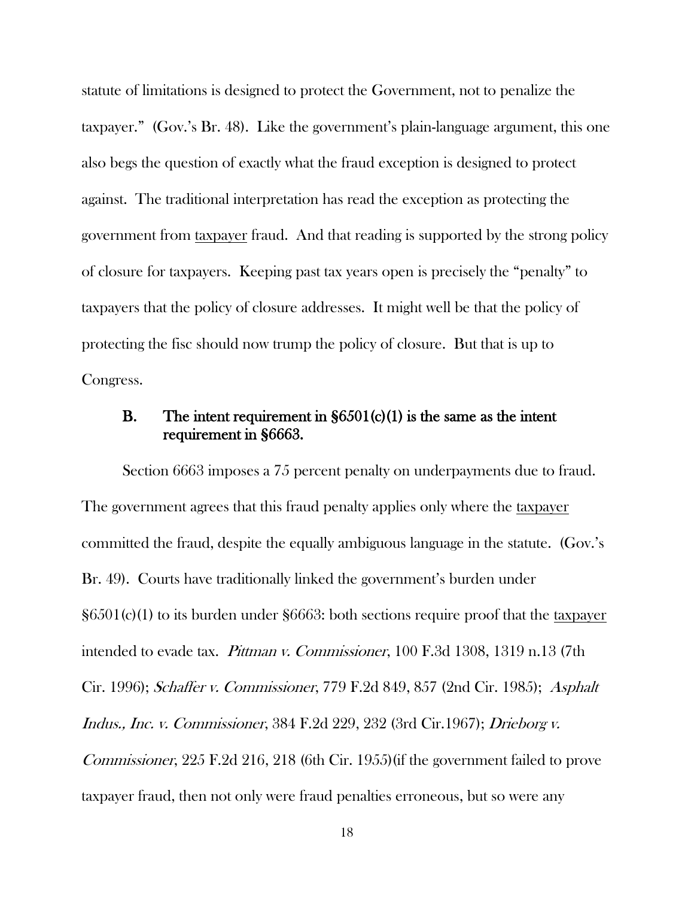statute of limitations is designed to protect the Government, not to penalize the taxpayer." (Gov.'s Br. 48). Like the government's plain-language argument, this one also begs the question of exactly what the fraud exception is designed to protect against. The traditional interpretation has read the exception as protecting the government from <u>taxpayer</u> fraud. And that reading is supported by the strong policy of closure for taxpayers. Keeping past tax years open is precisely the "penalty" to taxpayers that the policy of closure addresses. It might well be that the policy of protecting the fisc should now trump the policy of closure. But that is up to Congress.

### B. The intent requirement in §6501(c)(1) is the same as the intent requirement in §6663.

Section 6663 imposes a 75 percent penalty on underpayments due to fraud. The government agrees that this fraud penalty applies only where the <u>taxpayer</u> committed the fraud, despite the equally ambiguous language in the statute. (Gov.'s Br. 49). Courts have traditionally linked the government's burden under §6501(c)(1) to its burden under §6663: both sections require proof that the <u>taxpayer</u> intended to evade tax. *Pittman v. Commissioner*, 100 F.3d 1308, 1319 n.13 (7th Cir. 1996); *Schaffer v. Commissioner*, 779 F.2d 849, 857 (2nd Cir. 1985); *Asphalt Indus., Inc. v. Commissioner*, 384 F.2d 229, 232 (3rd Cir.1967); *Drieborg v. Commissioner*, 225 F.2d 216, 218 (6th Cir. 1955)(if the government failed to prove taxpayer fraud, then not only were fraud penalties erroneous, but so were any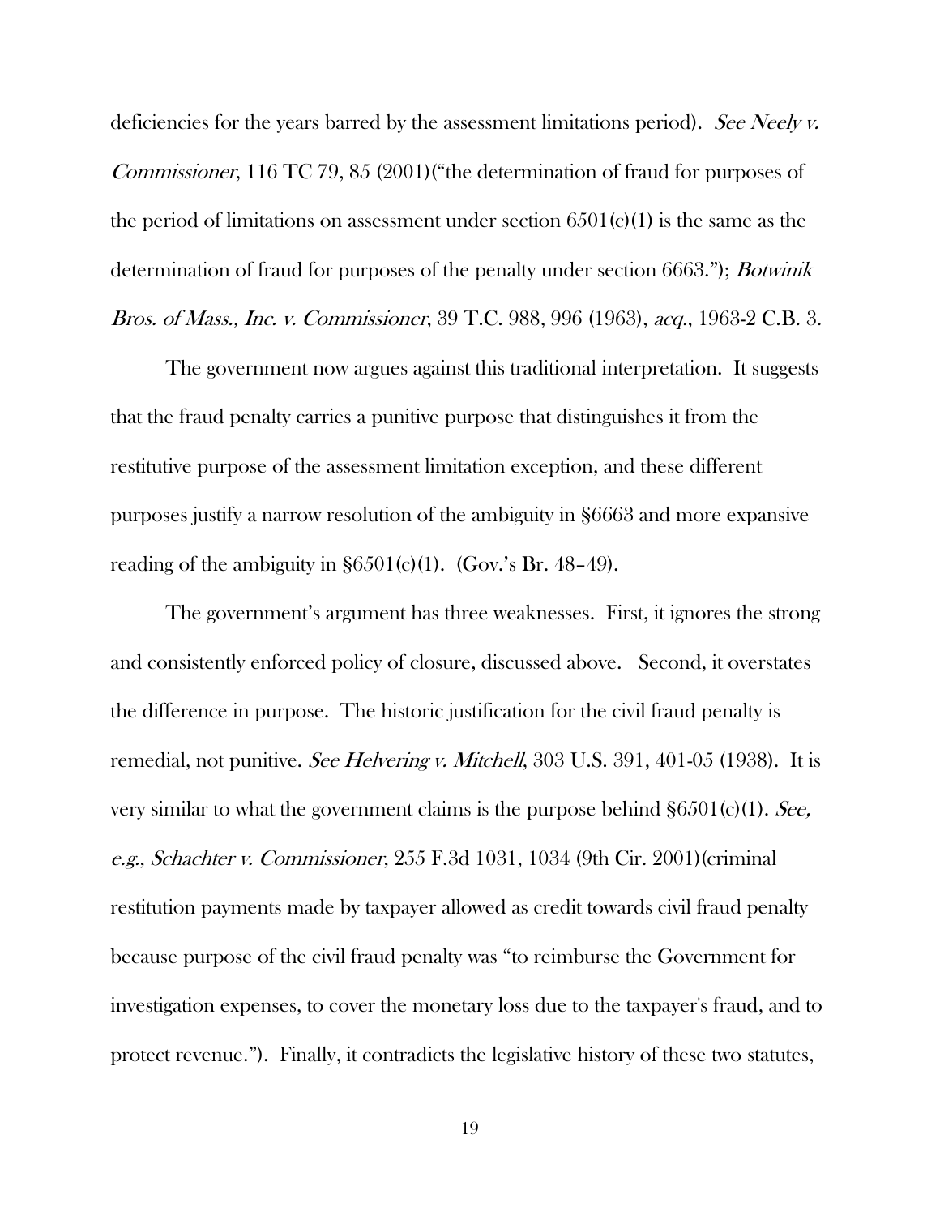deficiencies for the years barred by the assessment limitations period). *See Neely v. Commissioner*, 116 TC 79, 85 (2001)("the determination of fraud for purposes of the period of limitations on assessment under section 6501(c)(1) is the same as the determination of fraud for purposes of the penalty under section 6663."); *Botwinik Bros. of Mass., Inc. v. Commissioner*, 39 T.C. 988, 996 (1963), *acq.*, 1963-2 C.B. 3.

The government now argues against this traditional interpretation. It suggests that the fraud penalty carries a punitive purpose that distinguishes it from the restitutive purpose of the assessment limitation exception, and these different purposes justify a narrow resolution of the ambiguity in §6663 and more expansive reading of the ambiguity in §6501(c)(1). (Gov.'s Br. 48–49).

The government's argument has three weaknesses. First, it ignores the strong and consistently enforced policy of closure, discussed above. Second, it overstates the difference in purpose. The historic justification for the civil fraud penalty is remedial, not punitive. *See Helvering v. Mitchell*, 303 U.S. 391, 401-05 (1938). It is very similar to what the government claims is the purpose behind §6501(c)(1). *See, e.g., Schachter v. Commissioner*, 255 F.3d 1031, 1034 (9th Cir. 2001)(criminal restitution payments made by taxpayer allowed as credit towards civil fraud penalty because purpose of the civil fraud penalty was "to reimburse the Government for investigation expenses, to cover the monetary loss due to the taxpayer's fraud, and to protect revenue."). Finally, it contradicts the legislative history of these two statutes,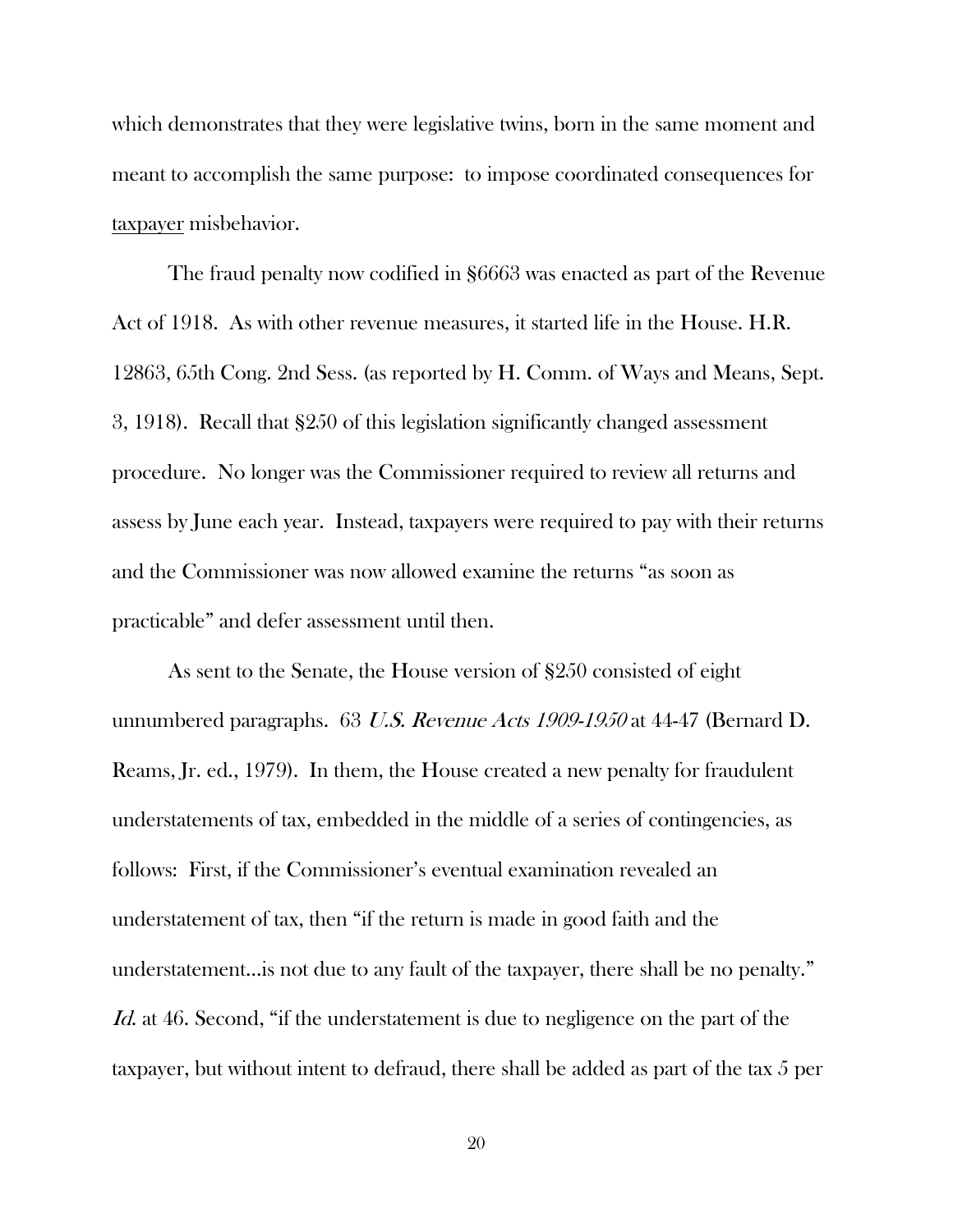which demonstrates that they were legislative twins, born in the same moment and meant to accomplish the same purpose: to impose coordinated consequences for <u>taxpayer</u> misbehavior.

The fraud penalty now codified in §6663 was enacted as part of the Revenue Act of 1918. As with other revenue measures, it started life in the House. H.R. 12863, 65th Cong. 2nd Sess. (as reported by H. Comm. of Ways and Means, Sept. 3, 1918). Recall that §250 of this legislation significantly changed assessment procedure. No longer was the Commissioner required to review all returns and assess by June each year. Instead, taxpayers were required to pay with their returns and the Commissioner was now allowed examine the returns "as soon as practicable" and defer assessment until then.

As sent to the Senate, the House version of §250 consisted of eight unnumbered paragraphs. 63 *U.S. Revenue Acts 1909-1950* at 44-47 (Bernard D. Reams, Jr. ed., 1979). In them, the House created a new penalty for fraudulent understatements of tax, embedded in the middle of a series of contingencies, as follows: First, if the Commissioner's eventual examination revealed an understatement of tax, then "if the return is made in good faith and the understatement...is not due to any fault of the taxpayer, there shall be no penalty." *Id.* at 46. Second, "if the understatement is due to negligence on the part of the taxpayer, but without intent to defraud, there shall be added as part of the tax 5 per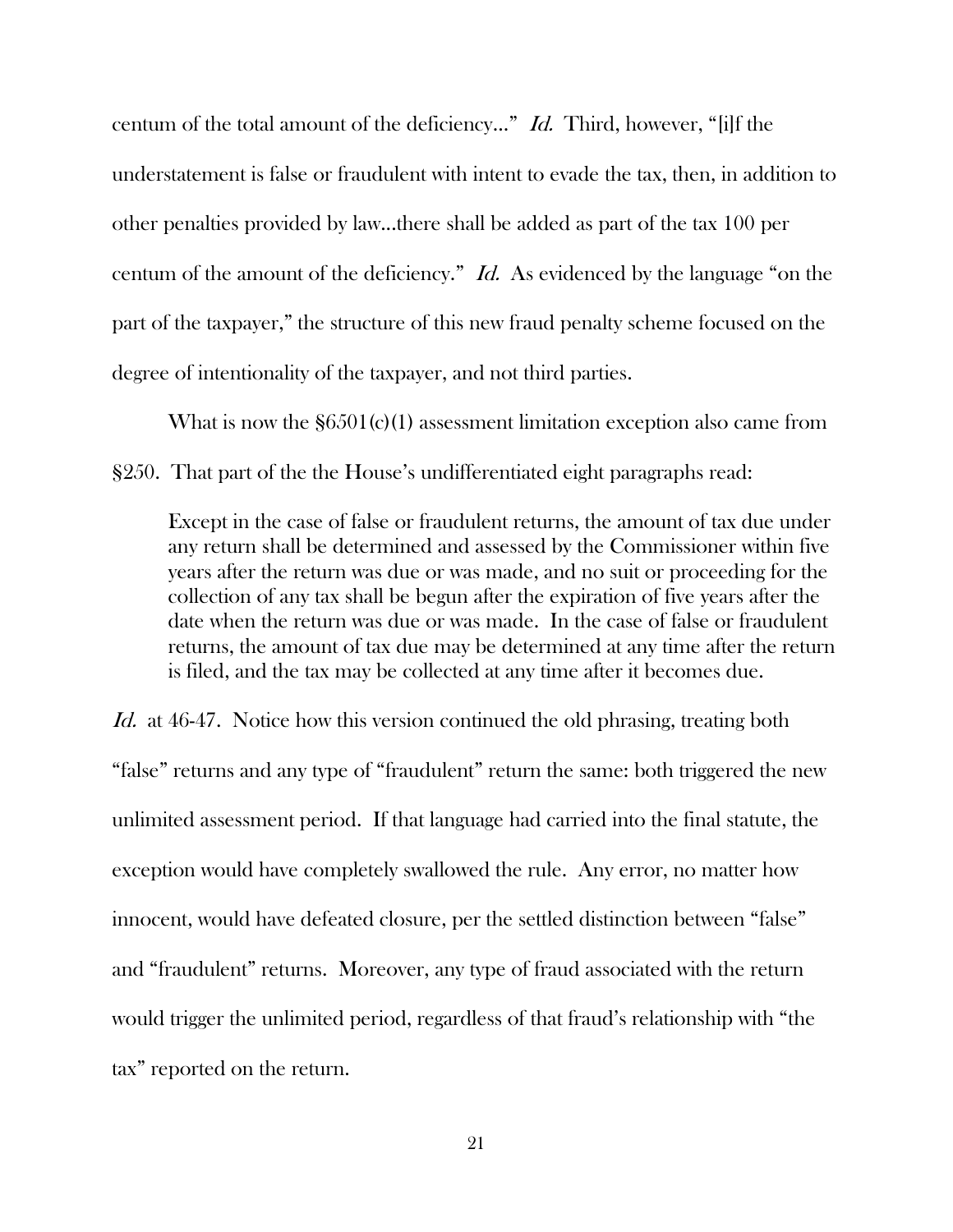centum of the total amount of the deficiency…" *Id.* Third, however, "[i]f the understatement is false or fraudulent with intent to evade the tax, then, in addition to other penalties provided by law…there shall be added as part of the tax 100 per centum of the amount of the deficiency." *Id.* As evidenced by the language "on the part of the taxpayer," the structure of this new fraud penalty scheme focused on the degree of intentionality of the taxpayer, and not third parties.

What is now the §6501(c)(1) assessment limitation exception also came from §250. That part of the the House's undifferentiated eight paragraphs read:

> Except in the case of false or fraudulent returns, the amount of tax due under any return shall be determined and assessed by the Commissioner within five years after the return was due or was made, and no suit or proceeding for the collection of any tax shall be begun after the expiration of five years after the date when the return was due or was made. In the case of false or fraudulent returns, the amount of tax due may be determined at any time after the return is filed, and the tax may be collected at any time after it becomes due.

*Id.* at 46-47. Notice how this version continued the old phrasing, treating both "false" returns and any type of "fraudulent" return the same: both triggered the new unlimited assessment period. If that language had carried into the final statute, the exception would have completely swallowed the rule. Any error, no matter how innocent, would have defeated closure, per the settled distinction between "false" and "fraudulent" returns. Moreover, any type of fraud associated with the return would trigger the unlimited period, regardless of that fraud's relationship with "the tax" reported on the return.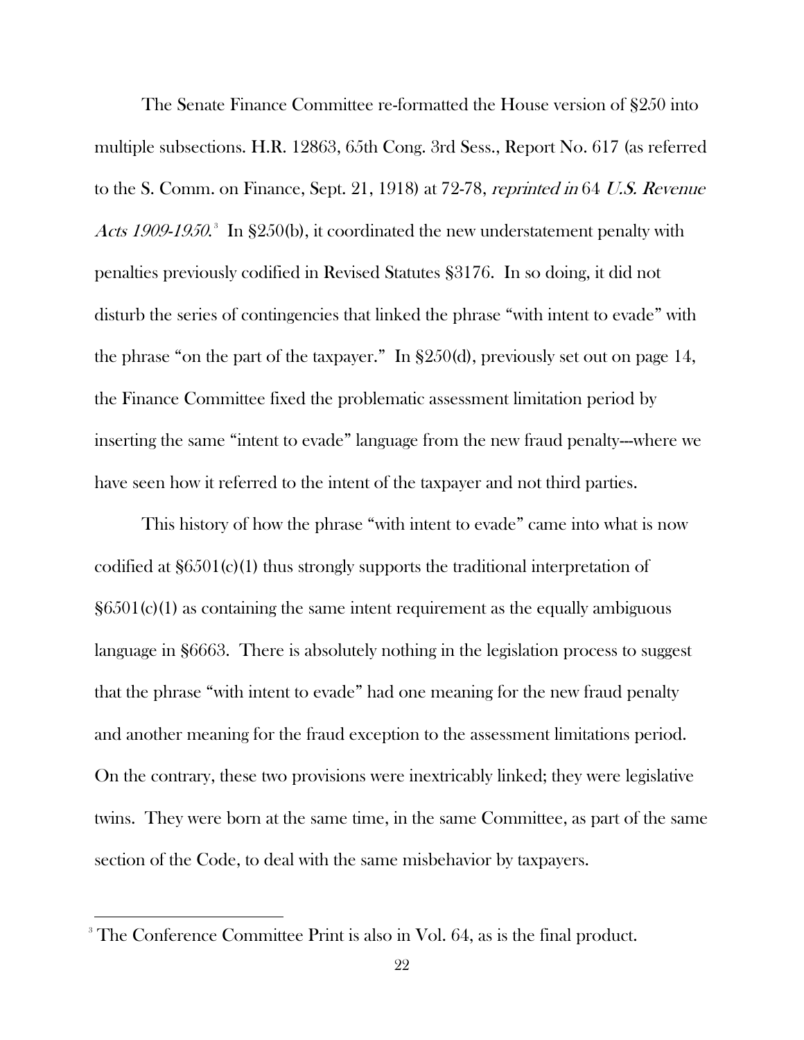The Senate Finance Committee re-formatted the House version of §250 into multiple subsections. H.R. 12863, 65th Cong. 3rd Sess., Report No. 617 (as referred to the S. Comm. on Finance, Sept. 21, 1918) at 72-78, *reprinted in* 64 *U.S. Revenue Acts 1909-1950*.[3] In §250(b), it coordinated the new understatement penalty with penalties previously codified in Revised Statutes §3176. In so doing, it did not disturb the series of contingencies that linked the phrase "with intent to evade" with the phrase "on the part of the taxpayer." In §250(d), previously set out on page 14, the Finance Committee fixed the problematic assessment limitation period by inserting the same "intent to evade" language from the new fraud penalty---where we have seen how it referred to the intent of the taxpayer and not third parties.

This history of how the phrase "with intent to evade" came into what is now codified at §6501(c)(1) thus strongly supports the traditional interpretation of §6501(c)(1) as containing the same intent requirement as the equally ambiguous language in §6663. There is absolutely nothing in the legislation process to suggest that the phrase "with intent to evade" had one meaning for the new fraud penalty and another meaning for the fraud exception to the assessment limitations period. On the contrary, these two provisions were inextricably linked; they were legislative twins. They were born at the same time, in the same Committee, as part of the same section of the Code, to deal with the same misbehavior by taxpayers.

---

[3] The Conference Committee Print is also in Vol. 64, as is the final product.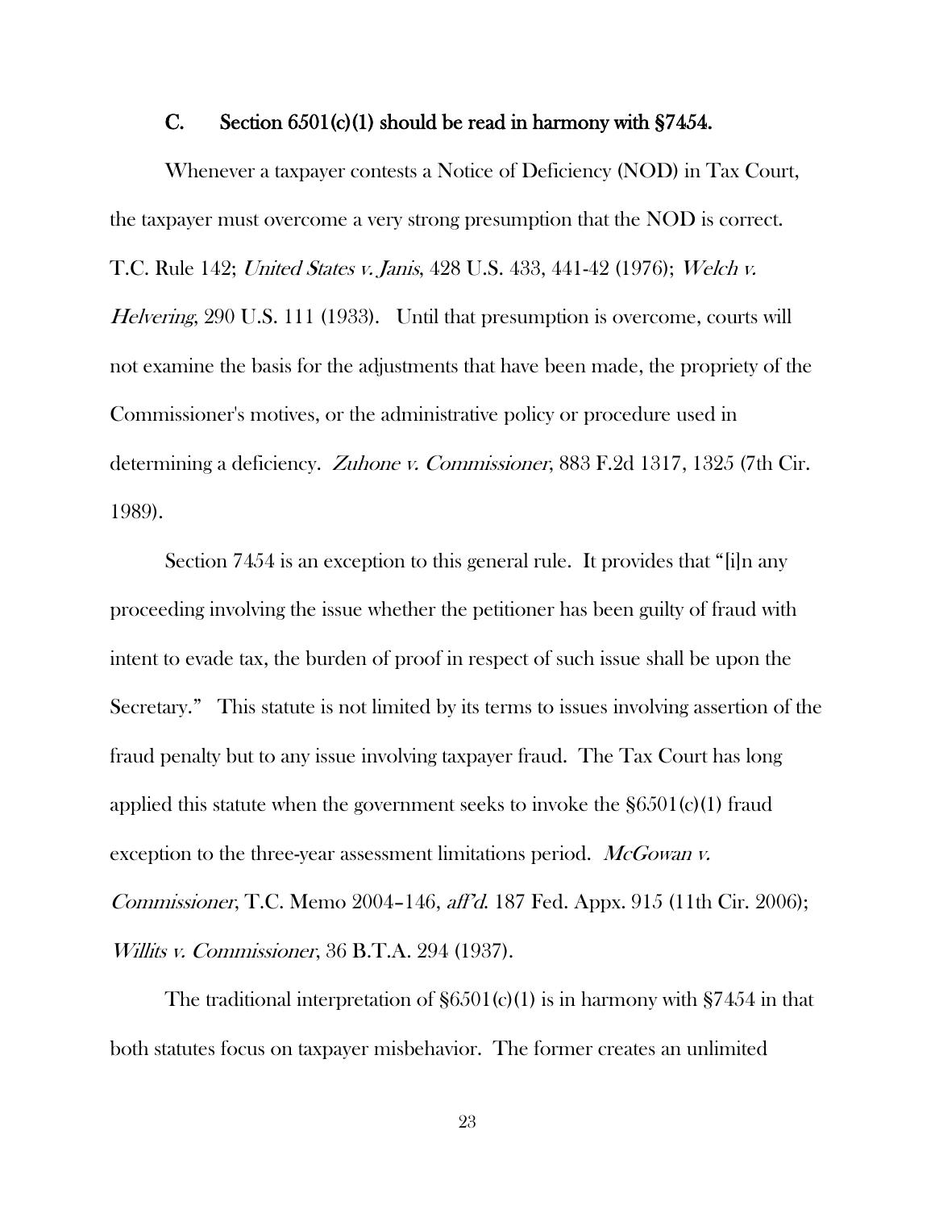### C. Section 6501(c)(1) should be read in harmony with §7454.

Whenever a taxpayer contests a Notice of Deficiency (NOD) in Tax Court, the taxpayer must overcome a very strong presumption that the NOD is correct. T.C. Rule 142; *United States v. Janis*, 428 U.S. 433, 441-42 (1976); *Welch v. Helvering*, 290 U.S. 111 (1933). Until that presumption is overcome, courts will not examine the basis for the adjustments that have been made, the propriety of the Commissioner's motives, or the administrative policy or procedure used in determining a deficiency. *Zuhone v. Commissioner*, 883 F.2d 1317, 1325 (7th Cir. 1989).

Section 7454 is an exception to this general rule. It provides that "[i]n any proceeding involving the issue whether the petitioner has been guilty of fraud with intent to evade tax, the burden of proof in respect of such issue shall be upon the Secretary." This statute is not limited by its terms to issues involving assertion of the fraud penalty but to any issue involving taxpayer fraud. The Tax Court has long applied this statute when the government seeks to invoke the §6501(c)(1) fraud exception to the three-year assessment limitations period. *McGowan v. Commissioner*, T.C. Memo 2004–146, *aff'd.* 187 Fed. Appx. 915 (11th Cir. 2006); *Willits v. Commissioner*, 36 B.T.A. 294 (1937).

The traditional interpretation of §6501(c)(1) is in harmony with §7454 in that both statutes focus on taxpayer misbehavior. The former creates an unlimited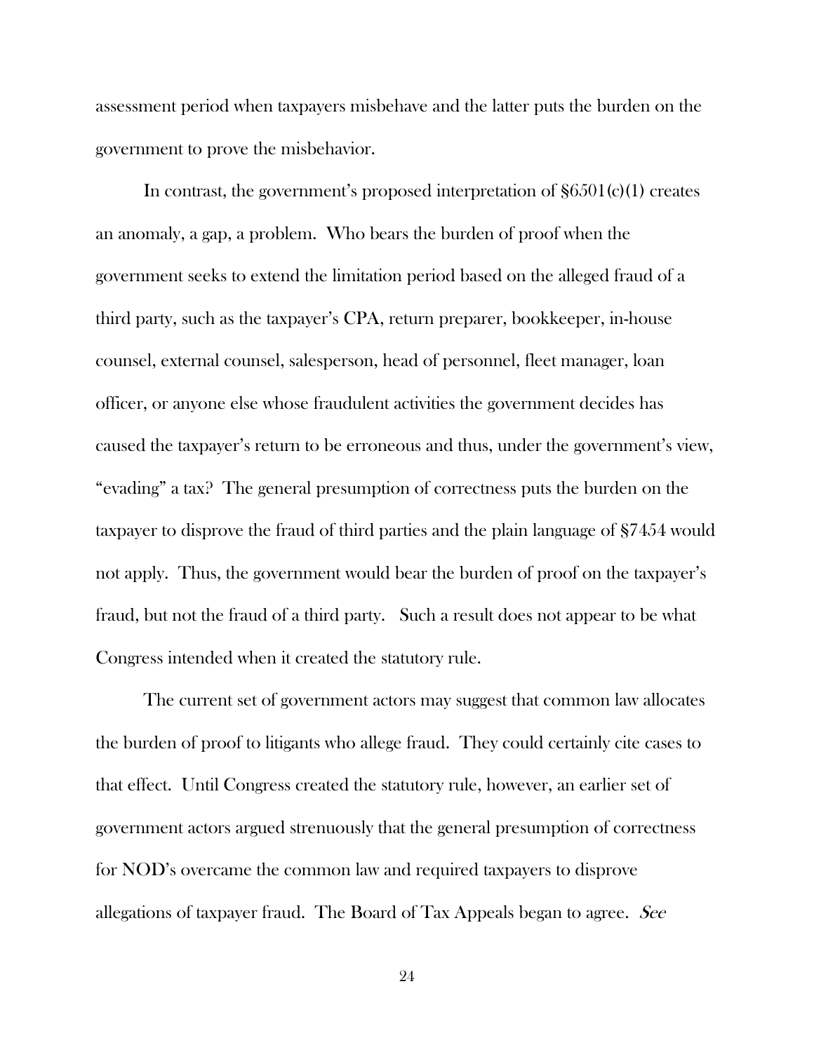assessment period when taxpayers misbehave and the latter puts the burden on the government to prove the misbehavior.

In contrast, the government's proposed interpretation of §6501(c)(1) creates an anomaly, a gap, a problem. Who bears the burden of proof when the government seeks to extend the limitation period based on the alleged fraud of a third party, such as the taxpayer's CPA, return preparer, bookkeeper, in-house counsel, external counsel, salesperson, head of personnel, fleet manager, loan officer, or anyone else whose fraudulent activities the government decides has caused the taxpayer's return to be erroneous and thus, under the government's view, "evading" a tax? The general presumption of correctness puts the burden on the taxpayer to disprove the fraud of third parties and the plain language of §7454 would not apply. Thus, the government would bear the burden of proof on the taxpayer's fraud, but not the fraud of a third party. Such a result does not appear to be what Congress intended when it created the statutory rule.

The current set of government actors may suggest that common law allocates the burden of proof to litigants who allege fraud. They could certainly cite cases to that effect. Until Congress created the statutory rule, however, an earlier set of government actors argued strenuously that the general presumption of correctness for NOD's overcame the common law and required taxpayers to disprove allegations of taxpayer fraud. The Board of Tax Appeals began to agree. *See*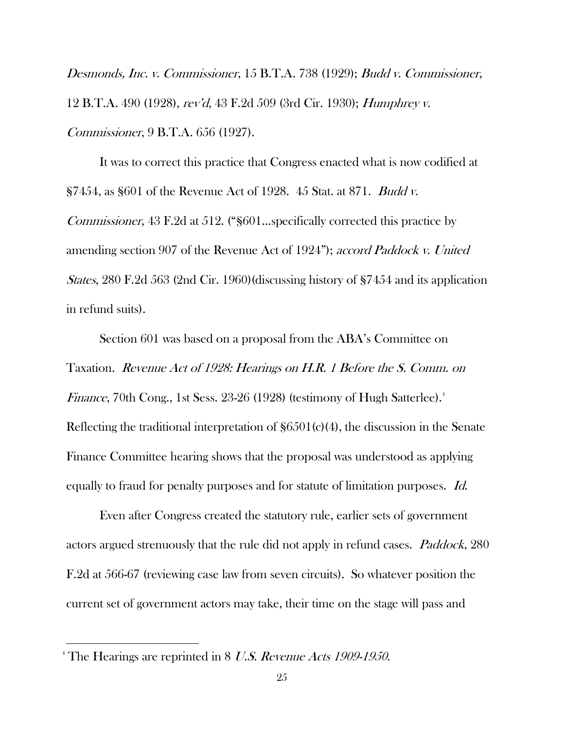*Desmonds, Inc. v. Commissioner*, 15 B.T.A. 738 (1929); *Budd v. Commissioner*, 12 B.T.A. 490 (1928), *rev'd*, 43 F.2d 509 (3rd Cir. 1930); *Humphrey v. Commissioner*, 9 B.T.A. 656 (1927).

It was to correct this practice that Congress enacted what is now codified at §7454, as §601 of the Revenue Act of 1928. 45 Stat. at 871. *Budd v. Commissioner*, 43 F.2d at 512. ("§601…specifically corrected this practice by amending section 907 of the Revenue Act of 1924"); *accord Paddock v. United States*, 280 F.2d 563 (2nd Cir. 1960)(discussing history of §7454 and its application in refund suits).

Section 601 was based on a proposal from the ABA's Committee on Taxation. *Revenue Act of 1928: Hearings on H.R. 1 Before the S. Comm. on Finance*, 70th Cong., 1st Sess. 23-26 (1928) (testimony of Hugh Satterlee).[4] Reflecting the traditional interpretation of §6501(c)(4), the discussion in the Senate Finance Committee hearing shows that the proposal was understood as applying equally to fraud for penalty purposes and for statute of limitation purposes. *Id.*

Even after Congress created the statutory rule, earlier sets of government actors argued strenuously that the rule did not apply in refund cases. *Paddock*, 280 F.2d at 566-67 (reviewing case law from seven circuits). So whatever position the current set of government actors may take, their time on the stage will pass and

[4] The Hearings are reprinted in 8 *U.S. Revenue Acts 1909-1950*.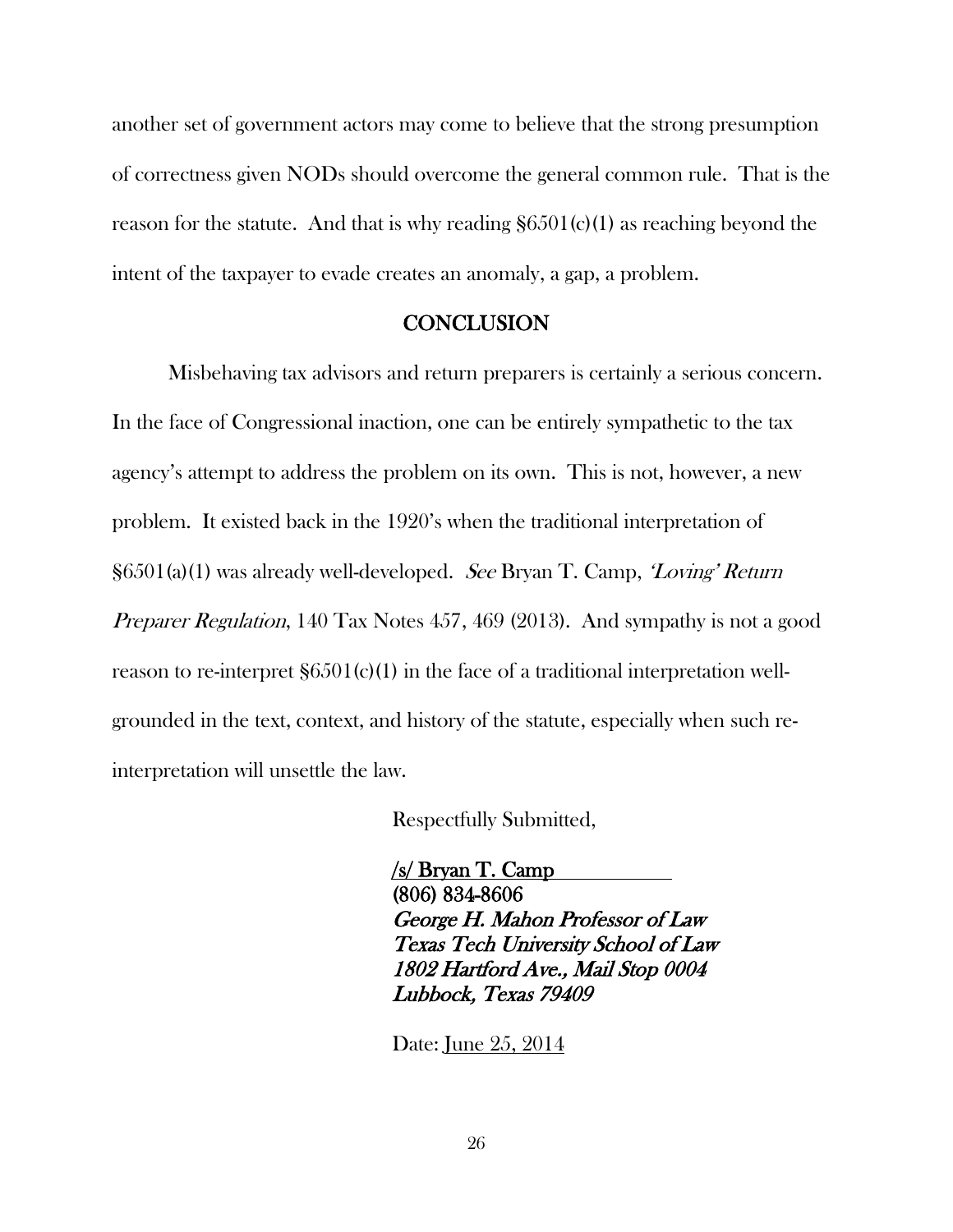another set of government actors may come to believe that the strong presumption of correctness given NODs should overcome the general common rule. That is the reason for the statute. And that is why reading §6501(c)(1) as reaching beyond the intent of the taxpayer to evade creates an anomaly, a gap, a problem.

## CONCLUSION

Misbehaving tax advisors and return preparers is certainly a serious concern. In the face of Congressional inaction, one can be entirely sympathetic to the tax agency's attempt to address the problem on its own. This is not, however, a new problem. It existed back in the 1920's when the traditional interpretation of §6501(a)(1) was already well-developed. *See* Bryan T. Camp, *'Loving' Return Preparer Regulation*, 140 Tax Notes 457, 469 (2013). And sympathy is not a good reason to re-interpret §6501(c)(1) in the face of a traditional interpretation well-grounded in the text, context, and history of the statute, especially when such re-interpretation will unsettle the law.

Respectfully Submitted,

/s/ Bryan T. Camp
(806) 834-8606
*George H. Mahon Professor of Law*
*Texas Tech University School of Law*
*1802 Hartford Ave., Mail Stop 0004*
*Lubbock, Texas 79409*

Date: June 25, 2014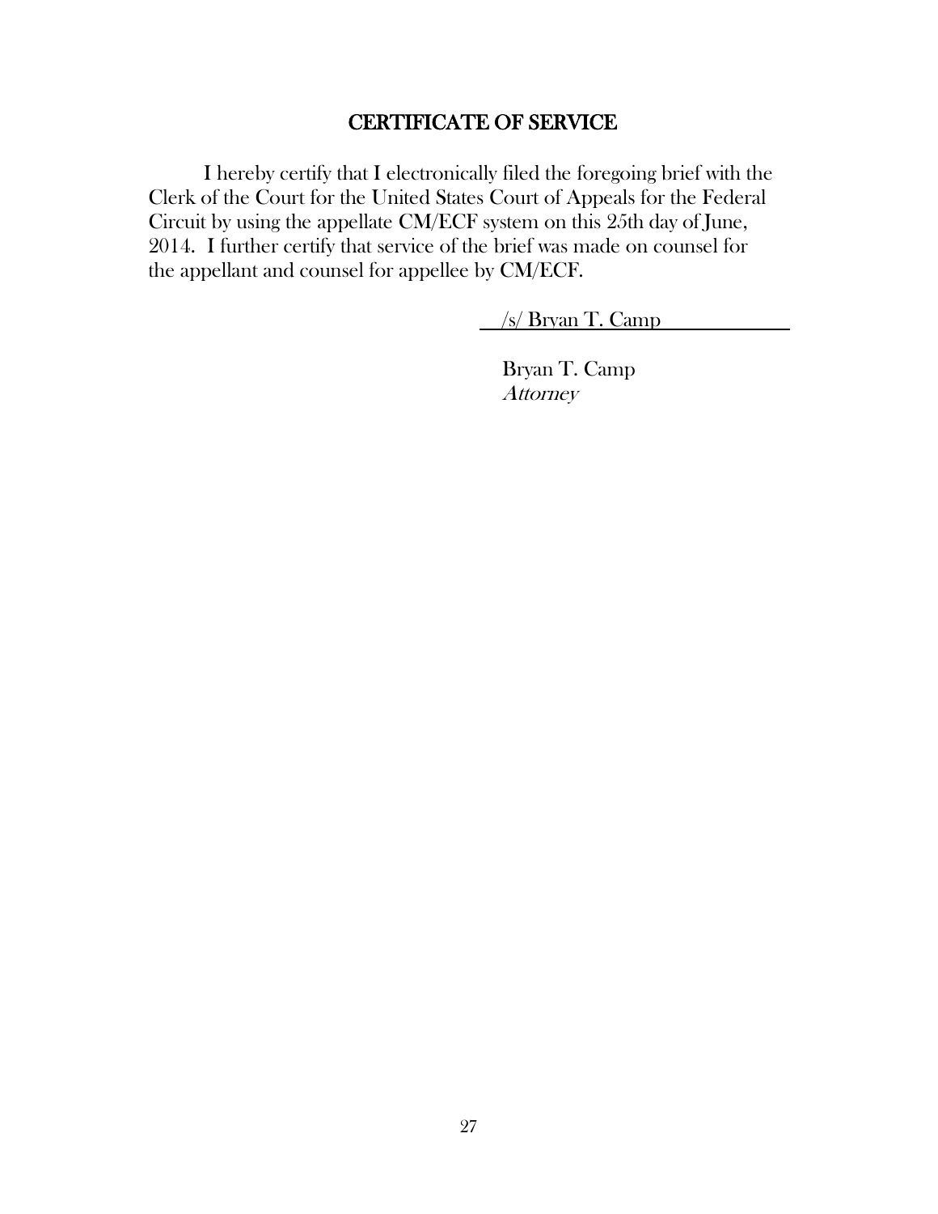## CERTIFICATE OF SERVICE

I hereby certify that I electronically filed the foregoing brief with the Clerk of the Court for the United States Court of Appeals for the Federal Circuit by using the appellate CM/ECF system on this 25th day of June, 2014. I further certify that service of the brief was made on counsel for the appellant and counsel for appellee by CM/ECF.

/s/ Bryan T. Camp

Bryan T. Camp
*Attorney*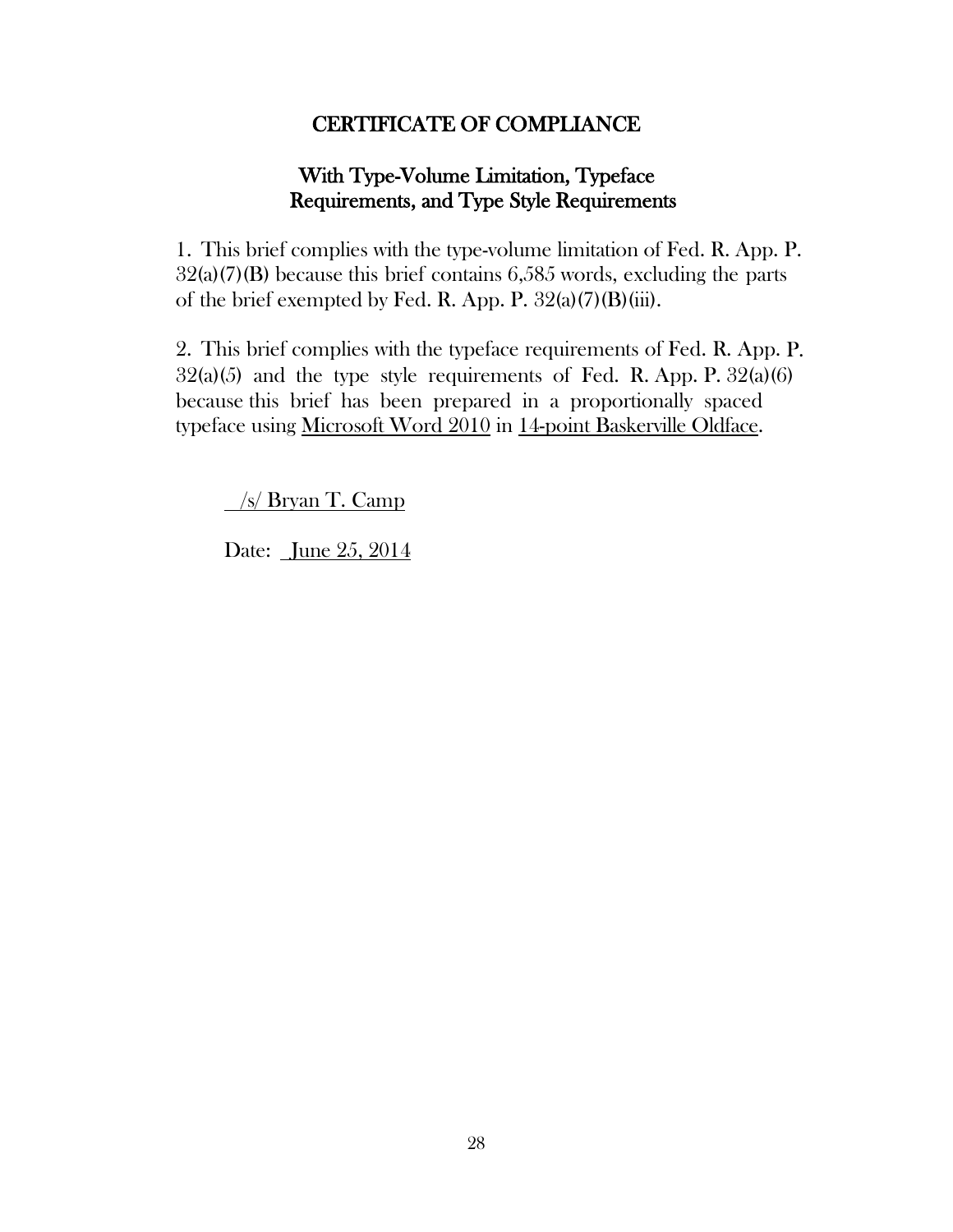# CERTIFICATE OF COMPLIANCE

## With Type-Volume Limitation, Typeface Requirements, and Type Style Requirements

1. This brief complies with the type-volume limitation of Fed. R. App. P. 32(a)(7)(B) because this brief contains 6,585 words, excluding the parts of the brief exempted by Fed. R. App. P. 32(a)(7)(B)(iii).

2. This brief complies with the typeface requirements of Fed. R. App. P. 32(a)(5) and the type style requirements of Fed. R. App. P. 32(a)(6) because this brief has been prepared in a proportionally spaced typeface using Microsoft Word 2010 in 14-point Baskerville Oldface.

/s/ Bryan T. Camp

Date: June 25, 2014